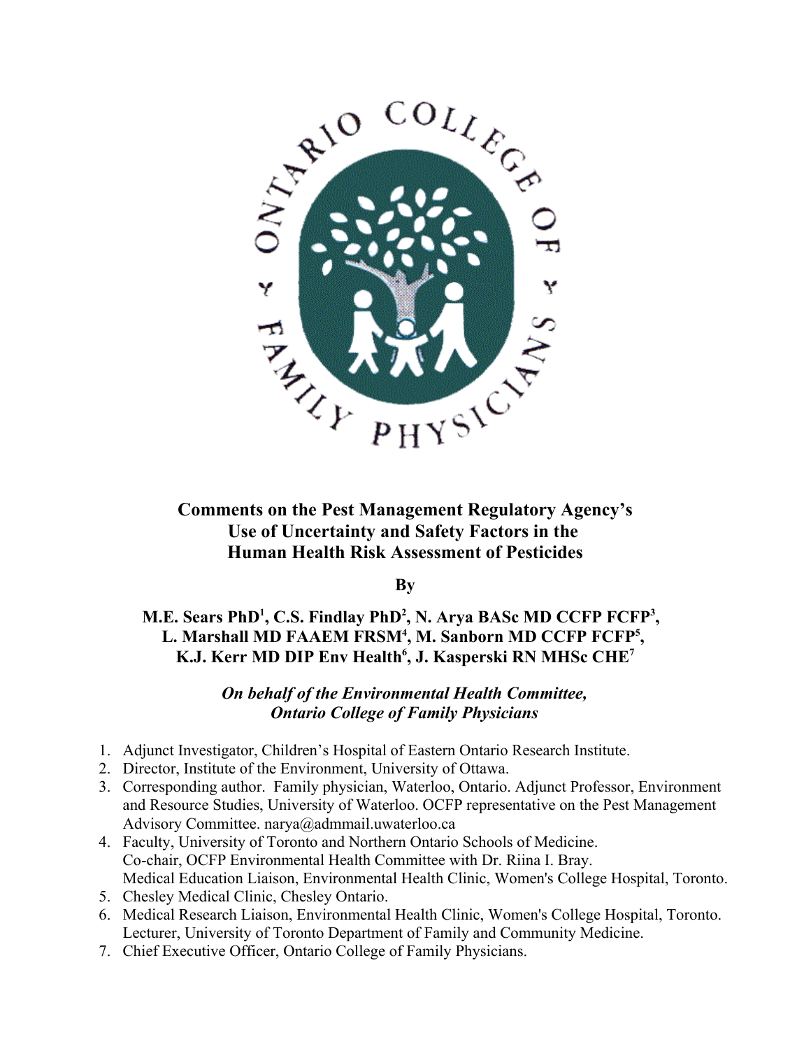# Comments on the Pest Management Regulatory Agency's Use of Uncertainty and Safety Factors in the Human Health Risk Assessment of Pesticides

**By**

**M.E. Sears PhD[1], C.S. Findlay PhD[2], N. Arya BASc MD CCFP FCFP[3], L. Marshall MD FAAEM FRSM[4], M. Sanborn MD CCFP FCFP[5], K.J. Kerr MD DIP Env Health[6], J. Kasperski RN MHSc CHE[7]**

***On behalf of the Environmental Health Committee, Ontario College of Family Physicians***

1. Adjunct Investigator, Children's Hospital of Eastern Ontario Research Institute.
2. Director, Institute of the Environment, University of Ottawa.
3. Corresponding author. Family physician, Waterloo, Ontario. Adjunct Professor, Environment and Resource Studies, University of Waterloo. OCFP representative on the Pest Management Advisory Committee. narya@admmail.uwaterloo.ca
4. Faculty, University of Toronto and Northern Ontario Schools of Medicine. Co-chair, OCFP Environmental Health Committee with Dr. Riina I. Bray. Medical Education Liaison, Environmental Health Clinic, Women's College Hospital, Toronto.
5. Chesley Medical Clinic, Chesley Ontario.
6. Medical Research Liaison, Environmental Health Clinic, Women's College Hospital, Toronto. Lecturer, University of Toronto Department of Family and Community Medicine.
7. Chief Executive Officer, Ontario College of Family Physicians.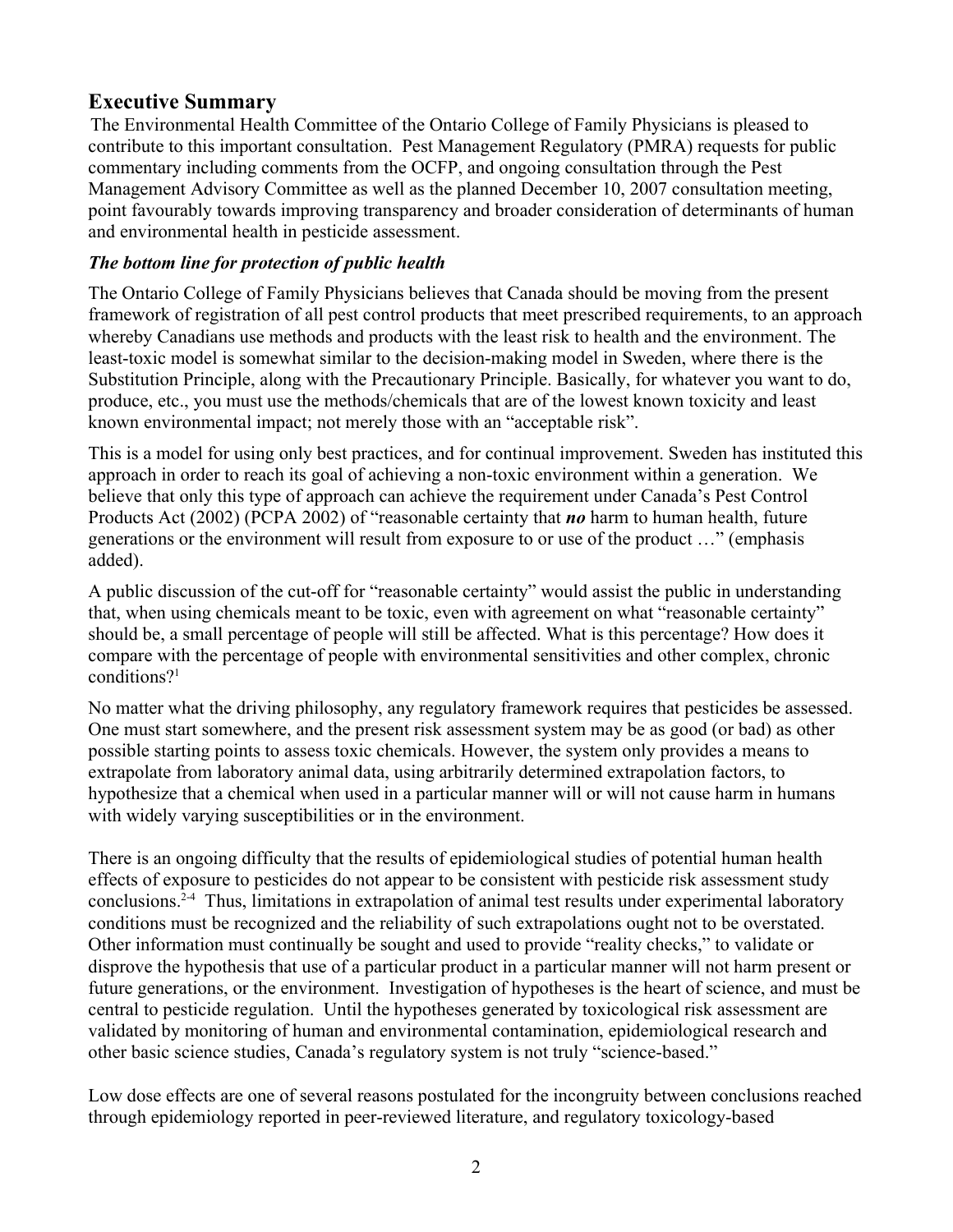## Executive Summary

The Environmental Health Committee of the Ontario College of Family Physicians is pleased to contribute to this important consultation. Pest Management Regulatory (PMRA) requests for public commentary including comments from the OCFP, and ongoing consultation through the Pest Management Advisory Committee as well as the planned December 10, 2007 consultation meeting, point favourably towards improving transparency and broader consideration of determinants of human and environmental health in pesticide assessment.

### *The bottom line for protection of public health*

The Ontario College of Family Physicians believes that Canada should be moving from the present framework of registration of all pest control products that meet prescribed requirements, to an approach whereby Canadians use methods and products with the least risk to health and the environment. The least-toxic model is somewhat similar to the decision-making model in Sweden, where there is the Substitution Principle, along with the Precautionary Principle. Basically, for whatever you want to do, produce, etc., you must use the methods/chemicals that are of the lowest known toxicity and least known environmental impact; not merely those with an "acceptable risk".

This is a model for using only best practices, and for continual improvement. Sweden has instituted this approach in order to reach its goal of achieving a non-toxic environment within a generation. We believe that only this type of approach can achieve the requirement under Canada's Pest Control Products Act (2002) (PCPA 2002) of "reasonable certainty that ***no*** harm to human health, future generations or the environment will result from exposure to or use of the product …" (emphasis added).

A public discussion of the cut-off for "reasonable certainty" would assist the public in understanding that, when using chemicals meant to be toxic, even with agreement on what "reasonable certainty" should be, a small percentage of people will still be affected. What is this percentage? How does it compare with the percentage of people with environmental sensitivities and other complex, chronic conditions?[1]

No matter what the driving philosophy, any regulatory framework requires that pesticides be assessed. One must start somewhere, and the present risk assessment system may be as good (or bad) as other possible starting points to assess toxic chemicals. However, the system only provides a means to extrapolate from laboratory animal data, using arbitrarily determined extrapolation factors, to hypothesize that a chemical when used in a particular manner will or will not cause harm in humans with widely varying susceptibilities or in the environment.

There is an ongoing difficulty that the results of epidemiological studies of potential human health effects of exposure to pesticides do not appear to be consistent with pesticide risk assessment study conclusions.[2-4] Thus, limitations in extrapolation of animal test results under experimental laboratory conditions must be recognized and the reliability of such extrapolations ought not to be overstated. Other information must continually be sought and used to provide "reality checks," to validate or disprove the hypothesis that use of a particular product in a particular manner will not harm present or future generations, or the environment. Investigation of hypotheses is the heart of science, and must be central to pesticide regulation. Until the hypotheses generated by toxicological risk assessment are validated by monitoring of human and environmental contamination, epidemiological research and other basic science studies, Canada's regulatory system is not truly "science-based."

Low dose effects are one of several reasons postulated for the incongruity between conclusions reached through epidemiology reported in peer-reviewed literature, and regulatory toxicology-based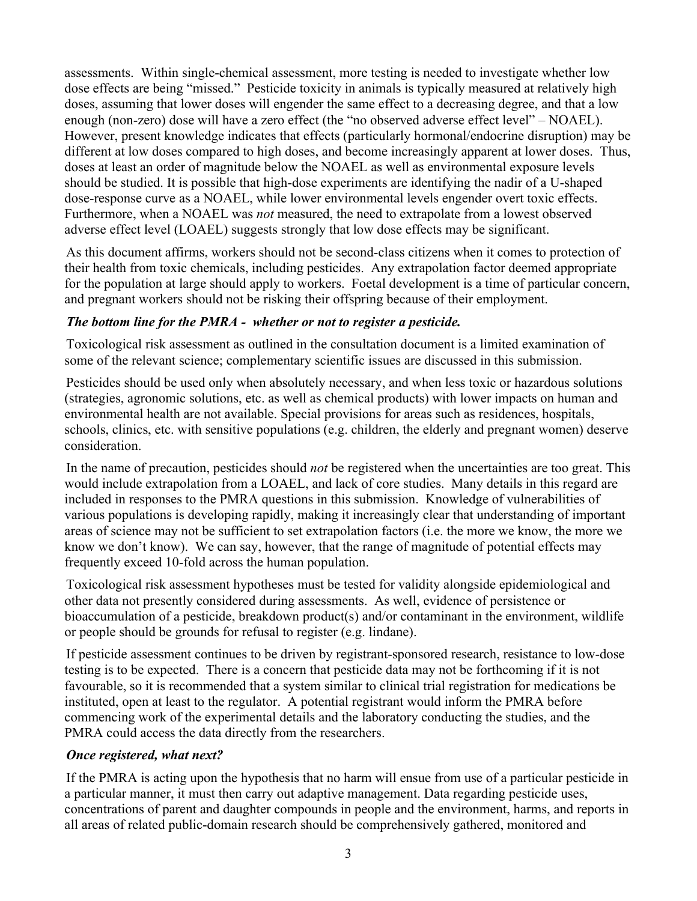assessments. Within single-chemical assessment, more testing is needed to investigate whether low dose effects are being "missed." Pesticide toxicity in animals is typically measured at relatively high doses, assuming that lower doses will engender the same effect to a decreasing degree, and that a low enough (non-zero) dose will have a zero effect (the "no observed adverse effect level" – NOAEL). However, present knowledge indicates that effects (particularly hormonal/endocrine disruption) may be different at low doses compared to high doses, and become increasingly apparent at lower doses. Thus, doses at least an order of magnitude below the NOAEL as well as environmental exposure levels should be studied. It is possible that high-dose experiments are identifying the nadir of a U-shaped dose-response curve as a NOAEL, while lower environmental levels engender overt toxic effects. Furthermore, when a NOAEL was *not* measured, the need to extrapolate from a lowest observed adverse effect level (LOAEL) suggests strongly that low dose effects may be significant.

As this document affirms, workers should not be second-class citizens when it comes to protection of their health from toxic chemicals, including pesticides. Any extrapolation factor deemed appropriate for the population at large should apply to workers. Foetal development is a time of particular concern, and pregnant workers should not be risking their offspring because of their employment.

***The bottom line for the PMRA - whether or not to register a pesticide.***

Toxicological risk assessment as outlined in the consultation document is a limited examination of some of the relevant science; complementary scientific issues are discussed in this submission.

Pesticides should be used only when absolutely necessary, and when less toxic or hazardous solutions (strategies, agronomic solutions, etc. as well as chemical products) with lower impacts on human and environmental health are not available. Special provisions for areas such as residences, hospitals, schools, clinics, etc. with sensitive populations (e.g. children, the elderly and pregnant women) deserve consideration.

In the name of precaution, pesticides should *not* be registered when the uncertainties are too great. This would include extrapolation from a LOAEL, and lack of core studies. Many details in this regard are included in responses to the PMRA questions in this submission. Knowledge of vulnerabilities of various populations is developing rapidly, making it increasingly clear that understanding of important areas of science may not be sufficient to set extrapolation factors (i.e. the more we know, the more we know we don't know). We can say, however, that the range of magnitude of potential effects may frequently exceed 10-fold across the human population.

Toxicological risk assessment hypotheses must be tested for validity alongside epidemiological and other data not presently considered during assessments. As well, evidence of persistence or bioaccumulation of a pesticide, breakdown product(s) and/or contaminant in the environment, wildlife or people should be grounds for refusal to register (e.g. lindane).

If pesticide assessment continues to be driven by registrant-sponsored research, resistance to low-dose testing is to be expected. There is a concern that pesticide data may not be forthcoming if it is not favourable, so it is recommended that a system similar to clinical trial registration for medications be instituted, open at least to the regulator. A potential registrant would inform the PMRA before commencing work of the experimental details and the laboratory conducting the studies, and the PMRA could access the data directly from the researchers.

***Once registered, what next?***

If the PMRA is acting upon the hypothesis that no harm will ensue from use of a particular pesticide in a particular manner, it must then carry out adaptive management. Data regarding pesticide uses, concentrations of parent and daughter compounds in people and the environment, harms, and reports in all areas of related public-domain research should be comprehensively gathered, monitored and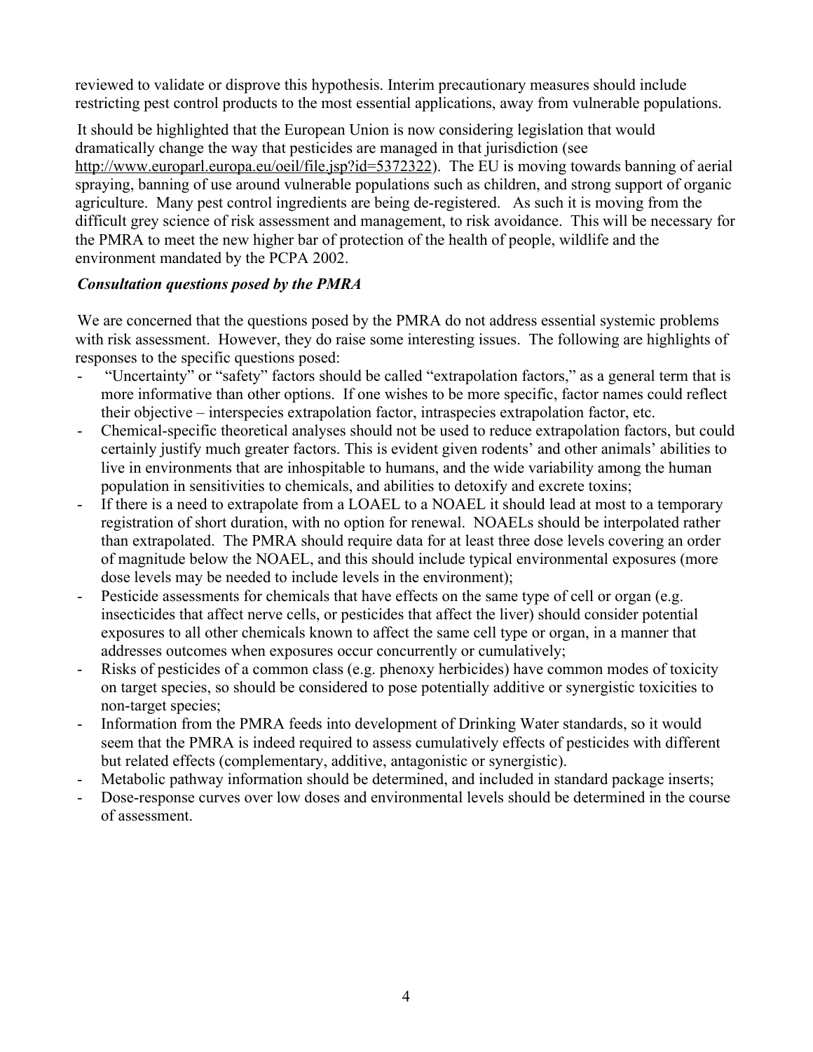reviewed to validate or disprove this hypothesis. Interim precautionary measures should include restricting pest control products to the most essential applications, away from vulnerable populations.

It should be highlighted that the European Union is now considering legislation that would dramatically change the way that pesticides are managed in that jurisdiction (see http://www.europarl.europa.eu/oeil/file.jsp?id=5372322). The EU is moving towards banning of aerial spraying, banning of use around vulnerable populations such as children, and strong support of organic agriculture. Many pest control ingredients are being de-registered. As such it is moving from the difficult grey science of risk assessment and management, to risk avoidance. This will be necessary for the PMRA to meet the new higher bar of protection of the health of people, wildlife and the environment mandated by the PCPA 2002.

***Consultation questions posed by the PMRA***

We are concerned that the questions posed by the PMRA do not address essential systemic problems with risk assessment. However, they do raise some interesting issues. The following are highlights of responses to the specific questions posed:

- "Uncertainty" or "safety" factors should be called "extrapolation factors," as a general term that is more informative than other options. If one wishes to be more specific, factor names could reflect their objective – interspecies extrapolation factor, intraspecies extrapolation factor, etc.
- Chemical-specific theoretical analyses should not be used to reduce extrapolation factors, but could certainly justify much greater factors. This is evident given rodents' and other animals' abilities to live in environments that are inhospitable to humans, and the wide variability among the human population in sensitivities to chemicals, and abilities to detoxify and excrete toxins;
- If there is a need to extrapolate from a LOAEL to a NOAEL it should lead at most to a temporary registration of short duration, with no option for renewal. NOAELs should be interpolated rather than extrapolated. The PMRA should require data for at least three dose levels covering an order of magnitude below the NOAEL, and this should include typical environmental exposures (more dose levels may be needed to include levels in the environment);
- Pesticide assessments for chemicals that have effects on the same type of cell or organ (e.g. insecticides that affect nerve cells, or pesticides that affect the liver) should consider potential exposures to all other chemicals known to affect the same cell type or organ, in a manner that addresses outcomes when exposures occur concurrently or cumulatively;
- Risks of pesticides of a common class (e.g. phenoxy herbicides) have common modes of toxicity on target species, so should be considered to pose potentially additive or synergistic toxicities to non-target species;
- Information from the PMRA feeds into development of Drinking Water standards, so it would seem that the PMRA is indeed required to assess cumulatively effects of pesticides with different but related effects (complementary, additive, antagonistic or synergistic).
- Metabolic pathway information should be determined, and included in standard package inserts;
- Dose-response curves over low doses and environmental levels should be determined in the course of assessment.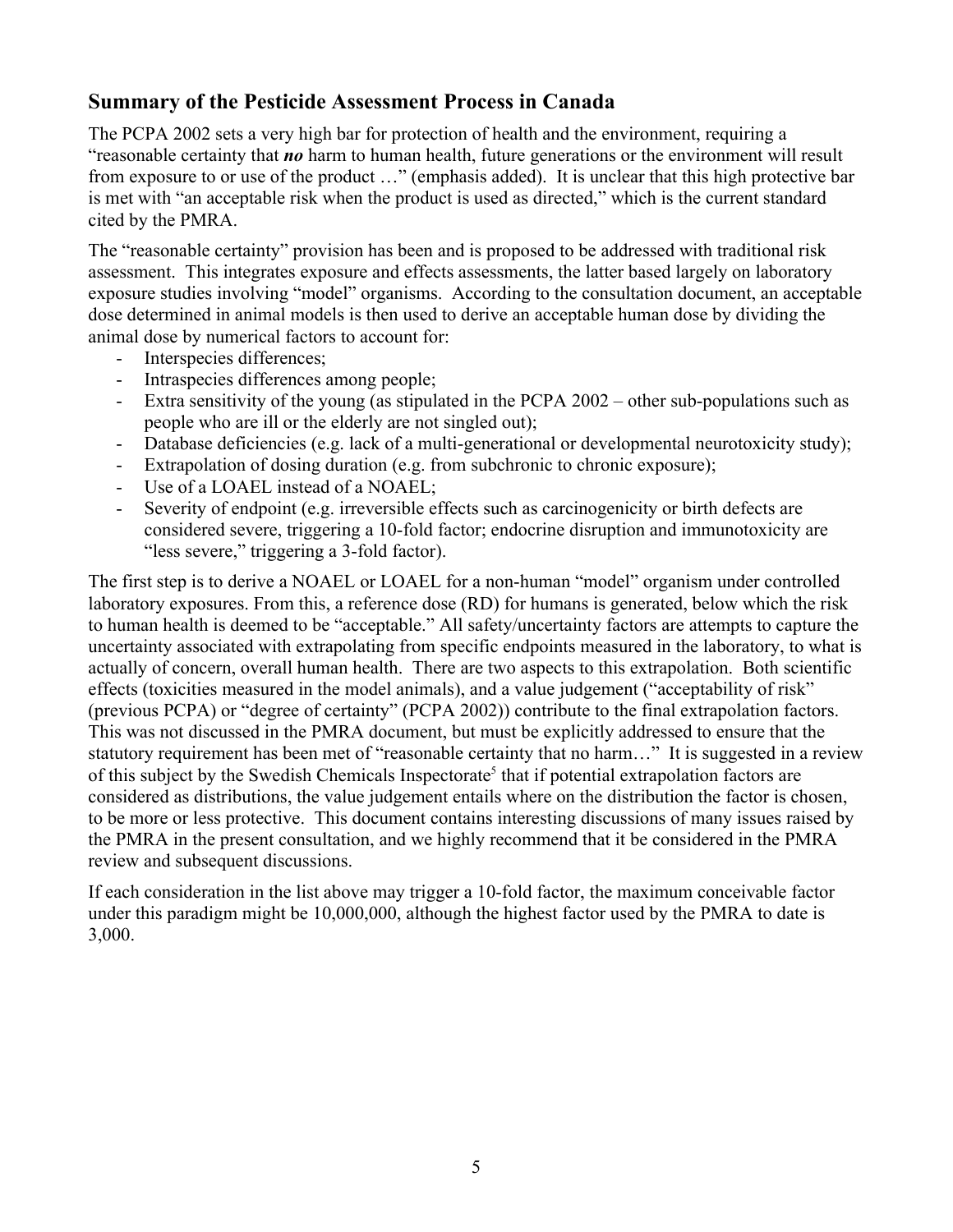## Summary of the Pesticide Assessment Process in Canada

The PCPA 2002 sets a very high bar for protection of health and the environment, requiring a "reasonable certainty that ***no*** harm to human health, future generations or the environment will result from exposure to or use of the product …" (emphasis added). It is unclear that this high protective bar is met with "an acceptable risk when the product is used as directed," which is the current standard cited by the PMRA.

The "reasonable certainty" provision has been and is proposed to be addressed with traditional risk assessment. This integrates exposure and effects assessments, the latter based largely on laboratory exposure studies involving "model" organisms. According to the consultation document, an acceptable dose determined in animal models is then used to derive an acceptable human dose by dividing the animal dose by numerical factors to account for:

- Interspecies differences;
- Intraspecies differences among people;
- Extra sensitivity of the young (as stipulated in the PCPA 2002 – other sub-populations such as people who are ill or the elderly are not singled out);
- Database deficiencies (e.g. lack of a multi-generational or developmental neurotoxicity study);
- Extrapolation of dosing duration (e.g. from subchronic to chronic exposure);
- Use of a LOAEL instead of a NOAEL;
- Severity of endpoint (e.g. irreversible effects such as carcinogenicity or birth defects are considered severe, triggering a 10-fold factor; endocrine disruption and immunotoxicity are "less severe," triggering a 3-fold factor).

The first step is to derive a NOAEL or LOAEL for a non-human "model" organism under controlled laboratory exposures. From this, a reference dose (RD) for humans is generated, below which the risk to human health is deemed to be "acceptable." All safety/uncertainty factors are attempts to capture the uncertainty associated with extrapolating from specific endpoints measured in the laboratory, to what is actually of concern, overall human health. There are two aspects to this extrapolation. Both scientific effects (toxicities measured in the model animals), and a value judgement ("acceptability of risk" (previous PCPA) or "degree of certainty" (PCPA 2002)) contribute to the final extrapolation factors. This was not discussed in the PMRA document, but must be explicitly addressed to ensure that the statutory requirement has been met of "reasonable certainty that no harm…" It is suggested in a review of this subject by the Swedish Chemicals Inspectorate[5] that if potential extrapolation factors are considered as distributions, the value judgement entails where on the distribution the factor is chosen, to be more or less protective. This document contains interesting discussions of many issues raised by the PMRA in the present consultation, and we highly recommend that it be considered in the PMRA review and subsequent discussions.

If each consideration in the list above may trigger a 10-fold factor, the maximum conceivable factor under this paradigm might be 10,000,000, although the highest factor used by the PMRA to date is 3,000.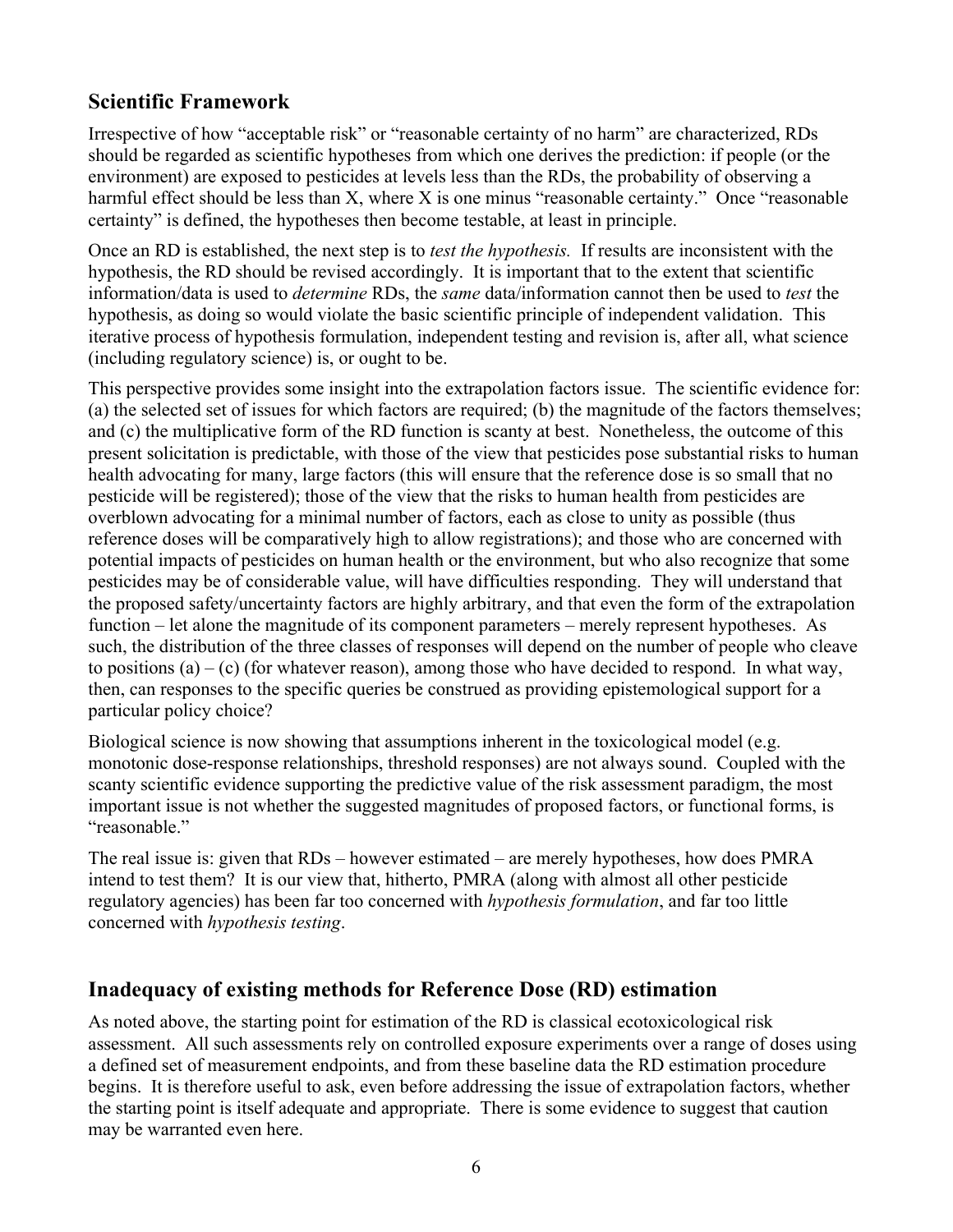## Scientific Framework

Irrespective of how "acceptable risk" or "reasonable certainty of no harm" are characterized, RDs should be regarded as scientific hypotheses from which one derives the prediction: if people (or the environment) are exposed to pesticides at levels less than the RDs, the probability of observing a harmful effect should be less than X, where X is one minus "reasonable certainty." Once "reasonable certainty" is defined, the hypotheses then become testable, at least in principle.

Once an RD is established, the next step is to *test the hypothesis.* If results are inconsistent with the hypothesis, the RD should be revised accordingly. It is important that to the extent that scientific information/data is used to *determine* RDs, the *same* data/information cannot then be used to *test* the hypothesis, as doing so would violate the basic scientific principle of independent validation. This iterative process of hypothesis formulation, independent testing and revision is, after all, what science (including regulatory science) is, or ought to be.

This perspective provides some insight into the extrapolation factors issue. The scientific evidence for: (a) the selected set of issues for which factors are required; (b) the magnitude of the factors themselves; and (c) the multiplicative form of the RD function is scanty at best. Nonetheless, the outcome of this present solicitation is predictable, with those of the view that pesticides pose substantial risks to human health advocating for many, large factors (this will ensure that the reference dose is so small that no pesticide will be registered); those of the view that the risks to human health from pesticides are overblown advocating for a minimal number of factors, each as close to unity as possible (thus reference doses will be comparatively high to allow registrations); and those who are concerned with potential impacts of pesticides on human health or the environment, but who also recognize that some pesticides may be of considerable value, will have difficulties responding. They will understand that the proposed safety/uncertainty factors are highly arbitrary, and that even the form of the extrapolation function – let alone the magnitude of its component parameters – merely represent hypotheses. As such, the distribution of the three classes of responses will depend on the number of people who cleave to positions (a) – (c) (for whatever reason), among those who have decided to respond. In what way, then, can responses to the specific queries be construed as providing epistemological support for a particular policy choice?

Biological science is now showing that assumptions inherent in the toxicological model (e.g. monotonic dose-response relationships, threshold responses) are not always sound. Coupled with the scanty scientific evidence supporting the predictive value of the risk assessment paradigm, the most important issue is not whether the suggested magnitudes of proposed factors, or functional forms, is "reasonable."

The real issue is: given that RDs – however estimated – are merely hypotheses, how does PMRA intend to test them? It is our view that, hitherto, PMRA (along with almost all other pesticide regulatory agencies) has been far too concerned with *hypothesis formulation*, and far too little concerned with *hypothesis testing*.

## Inadequacy of existing methods for Reference Dose (RD) estimation

As noted above, the starting point for estimation of the RD is classical ecotoxicological risk assessment. All such assessments rely on controlled exposure experiments over a range of doses using a defined set of measurement endpoints, and from these baseline data the RD estimation procedure begins. It is therefore useful to ask, even before addressing the issue of extrapolation factors, whether the starting point is itself adequate and appropriate. There is some evidence to suggest that caution may be warranted even here.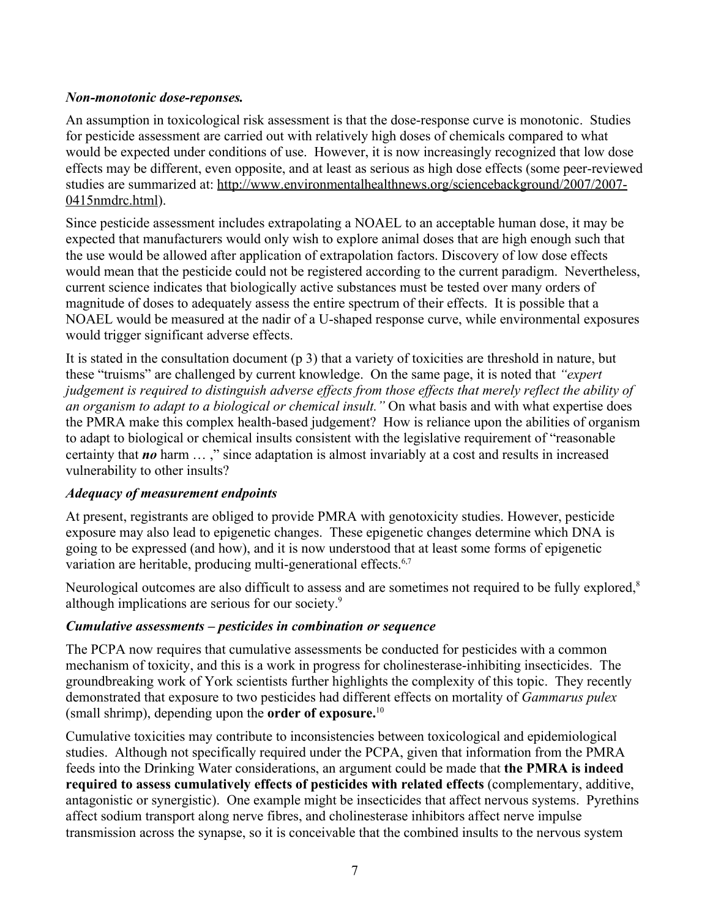### *Non-monotonic dose-reponses.*

An assumption in toxicological risk assessment is that the dose-response curve is monotonic. Studies for pesticide assessment are carried out with relatively high doses of chemicals compared to what would be expected under conditions of use. However, it is now increasingly recognized that low dose effects may be different, even opposite, and at least as serious as high dose effects (some peer-reviewed studies are summarized at: http://www.environmentalhealthnews.org/sciencebackground/2007/2007-0415nmdrc.html).

Since pesticide assessment includes extrapolating a NOAEL to an acceptable human dose, it may be expected that manufacturers would only wish to explore animal doses that are high enough such that the use would be allowed after application of extrapolation factors. Discovery of low dose effects would mean that the pesticide could not be registered according to the current paradigm. Nevertheless, current science indicates that biologically active substances must be tested over many orders of magnitude of doses to adequately assess the entire spectrum of their effects. It is possible that a NOAEL would be measured at the nadir of a U-shaped response curve, while environmental exposures would trigger significant adverse effects.

It is stated in the consultation document (p 3) that a variety of toxicities are threshold in nature, but these "truisms" are challenged by current knowledge. On the same page, it is noted that *"expert judgement is required to distinguish adverse effects from those effects that merely reflect the ability of an organism to adapt to a biological or chemical insult."* On what basis and with what expertise does the PMRA make this complex health-based judgement? How is reliance upon the abilities of organism to adapt to biological or chemical insults consistent with the legislative requirement of "reasonable certainty that ***no*** harm … ," since adaptation is almost invariably at a cost and results in increased vulnerability to other insults?

### *Adequacy of measurement endpoints*

At present, registrants are obliged to provide PMRA with genotoxicity studies. However, pesticide exposure may also lead to epigenetic changes. These epigenetic changes determine which DNA is going to be expressed (and how), and it is now understood that at least some forms of epigenetic variation are heritable, producing multi-generational effects.[6,7]

Neurological outcomes are also difficult to assess and are sometimes not required to be fully explored,[8] although implications are serious for our society.[9]

### *Cumulative assessments – pesticides in combination or sequence*

The PCPA now requires that cumulative assessments be conducted for pesticides with a common mechanism of toxicity, and this is a work in progress for cholinesterase-inhibiting insecticides. The groundbreaking work of York scientists further highlights the complexity of this topic. They recently demonstrated that exposure to two pesticides had different effects on mortality of *Gammarus pulex* (small shrimp), depending upon the **order of exposure.**[10]

Cumulative toxicities may contribute to inconsistencies between toxicological and epidemiological studies. Although not specifically required under the PCPA, given that information from the PMRA feeds into the Drinking Water considerations, an argument could be made that **the PMRA is indeed required to assess cumulatively effects of pesticides with related effects** (complementary, additive, antagonistic or synergistic). One example might be insecticides that affect nervous systems. Pyrethins affect sodium transport along nerve fibres, and cholinesterase inhibitors affect nerve impulse transmission across the synapse, so it is conceivable that the combined insults to the nervous system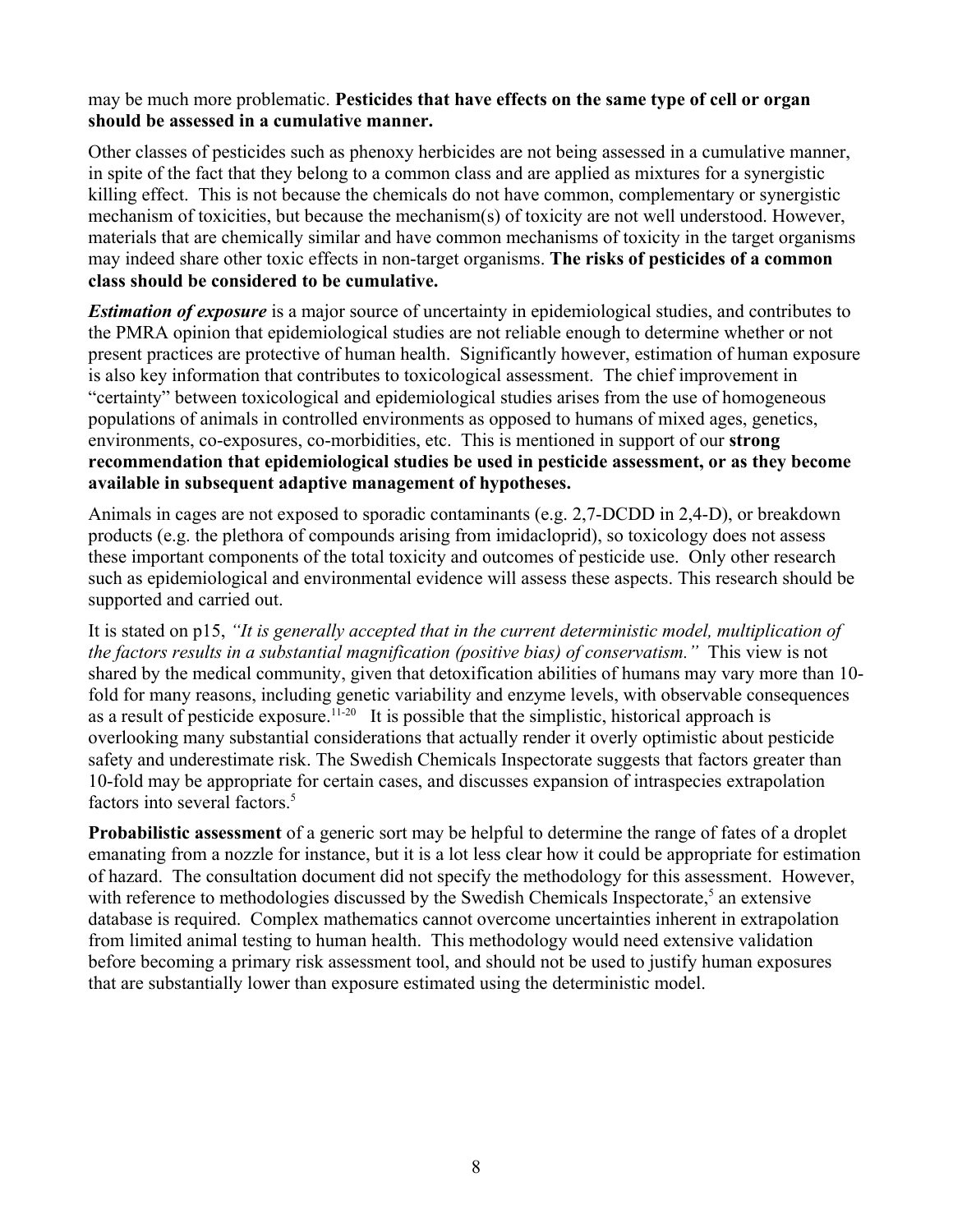may be much more problematic. **Pesticides that have effects on the same type of cell or organ should be assessed in a cumulative manner.**

Other classes of pesticides such as phenoxy herbicides are not being assessed in a cumulative manner, in spite of the fact that they belong to a common class and are applied as mixtures for a synergistic killing effect. This is not because the chemicals do not have common, complementary or synergistic mechanism of toxicities, but because the mechanism(s) of toxicity are not well understood. However, materials that are chemically similar and have common mechanisms of toxicity in the target organisms may indeed share other toxic effects in non-target organisms. **The risks of pesticides of a common class should be considered to be cumulative.**

***Estimation of exposure*** is a major source of uncertainty in epidemiological studies, and contributes to the PMRA opinion that epidemiological studies are not reliable enough to determine whether or not present practices are protective of human health. Significantly however, estimation of human exposure is also key information that contributes to toxicological assessment. The chief improvement in "certainty" between toxicological and epidemiological studies arises from the use of homogeneous populations of animals in controlled environments as opposed to humans of mixed ages, genetics, environments, co-exposures, co-morbidities, etc. This is mentioned in support of our **strong recommendation that epidemiological studies be used in pesticide assessment, or as they become available in subsequent adaptive management of hypotheses.**

Animals in cages are not exposed to sporadic contaminants (e.g. 2,7-DCDD in 2,4-D), or breakdown products (e.g. the plethora of compounds arising from imidacloprid), so toxicology does not assess these important components of the total toxicity and outcomes of pesticide use. Only other research such as epidemiological and environmental evidence will assess these aspects. This research should be supported and carried out.

It is stated on p15, *"It is generally accepted that in the current deterministic model, multiplication of the factors results in a substantial magnification (positive bias) of conservatism."* This view is not shared by the medical community, given that detoxification abilities of humans may vary more than 10-fold for many reasons, including genetic variability and enzyme levels, with observable consequences as a result of pesticide exposure.[11-20] It is possible that the simplistic, historical approach is overlooking many substantial considerations that actually render it overly optimistic about pesticide safety and underestimate risk. The Swedish Chemicals Inspectorate suggests that factors greater than 10-fold may be appropriate for certain cases, and discusses expansion of intraspecies extrapolation factors into several factors.[5]

**Probabilistic assessment** of a generic sort may be helpful to determine the range of fates of a droplet emanating from a nozzle for instance, but it is a lot less clear how it could be appropriate for estimation of hazard. The consultation document did not specify the methodology for this assessment. However, with reference to methodologies discussed by the Swedish Chemicals Inspectorate,[5] an extensive database is required. Complex mathematics cannot overcome uncertainties inherent in extrapolation from limited animal testing to human health. This methodology would need extensive validation before becoming a primary risk assessment tool, and should not be used to justify human exposures that are substantially lower than exposure estimated using the deterministic model.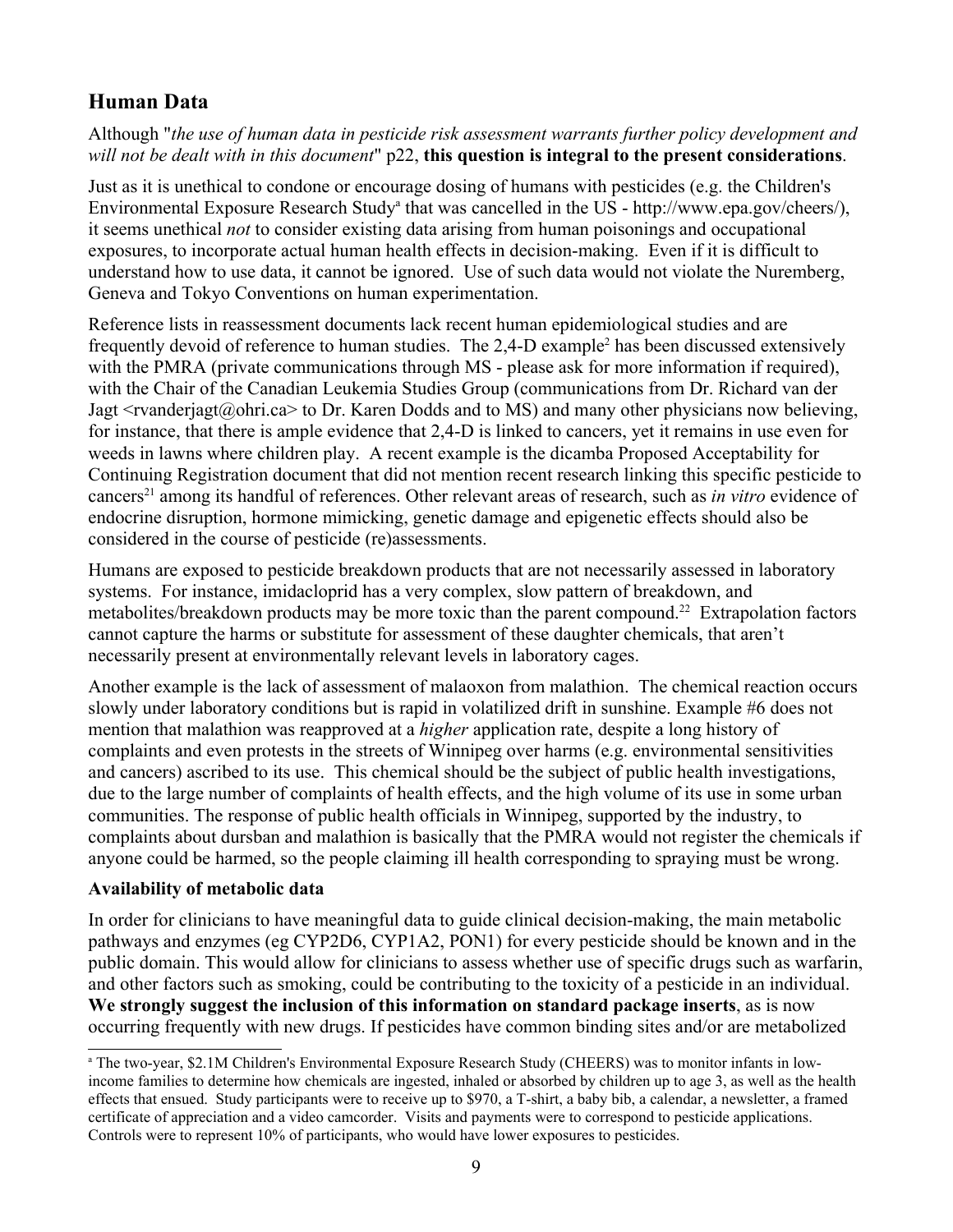## Human Data

Although "*the use of human data in pesticide risk assessment warrants further policy development and will not be dealt with in this document*" p22, **this question is integral to the present considerations**.

Just as it is unethical to condone or encourage dosing of humans with pesticides (e.g. the Children's Environmental Exposure Research Study[a] that was cancelled in the US - http://www.epa.gov/cheers/), it seems unethical *not* to consider existing data arising from human poisonings and occupational exposures, to incorporate actual human health effects in decision-making. Even if it is difficult to understand how to use data, it cannot be ignored. Use of such data would not violate the Nuremberg, Geneva and Tokyo Conventions on human experimentation.

Reference lists in reassessment documents lack recent human epidemiological studies and are frequently devoid of reference to human studies. The 2,4-D example[2] has been discussed extensively with the PMRA (private communications through MS - please ask for more information if required), with the Chair of the Canadian Leukemia Studies Group (communications from Dr. Richard van der Jagt <rvanderjagt@ohri.ca> to Dr. Karen Dodds and to MS) and many other physicians now believing, for instance, that there is ample evidence that 2,4-D is linked to cancers, yet it remains in use even for weeds in lawns where children play. A recent example is the dicamba Proposed Acceptability for Continuing Registration document that did not mention recent research linking this specific pesticide to cancers[21] among its handful of references. Other relevant areas of research, such as *in vitro* evidence of endocrine disruption, hormone mimicking, genetic damage and epigenetic effects should also be considered in the course of pesticide (re)assessments.

Humans are exposed to pesticide breakdown products that are not necessarily assessed in laboratory systems. For instance, imidacloprid has a very complex, slow pattern of breakdown, and metabolites/breakdown products may be more toxic than the parent compound.[22] Extrapolation factors cannot capture the harms or substitute for assessment of these daughter chemicals, that aren't necessarily present at environmentally relevant levels in laboratory cages.

Another example is the lack of assessment of malaoxon from malathion. The chemical reaction occurs slowly under laboratory conditions but is rapid in volatilized drift in sunshine. Example #6 does not mention that malathion was reapproved at a *higher* application rate, despite a long history of complaints and even protests in the streets of Winnipeg over harms (e.g. environmental sensitivities and cancers) ascribed to its use. This chemical should be the subject of public health investigations, due to the large number of complaints of health effects, and the high volume of its use in some urban communities. The response of public health officials in Winnipeg, supported by the industry, to complaints about dursban and malathion is basically that the PMRA would not register the chemicals if anyone could be harmed, so the people claiming ill health corresponding to spraying must be wrong.

**Availability of metabolic data**

In order for clinicians to have meaningful data to guide clinical decision-making, the main metabolic pathways and enzymes (eg CYP2D6, CYP1A2, PON1) for every pesticide should be known and in the public domain. This would allow for clinicians to assess whether use of specific drugs such as warfarin, and other factors such as smoking, could be contributing to the toxicity of a pesticide in an individual. **We strongly suggest the inclusion of this information on standard package inserts**, as is now occurring frequently with new drugs. If pesticides have common binding sites and/or are metabolized

---

[a] The two-year, $2.1M Children's Environmental Exposure Research Study (CHEERS) was to monitor infants in low-income families to determine how chemicals are ingested, inhaled or absorbed by children up to age 3, as well as the health effects that ensued. Study participants were to receive up to $970, a T-shirt, a baby bib, a calendar, a newsletter, a framed certificate of appreciation and a video camcorder. Visits and payments were to correspond to pesticide applications. Controls were to represent 10% of participants, who would have lower exposures to pesticides.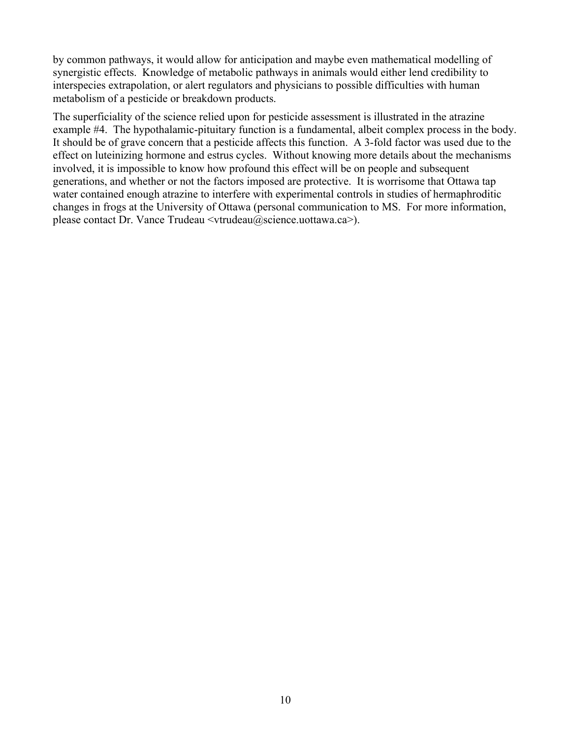by common pathways, it would allow for anticipation and maybe even mathematical modelling of synergistic effects. Knowledge of metabolic pathways in animals would either lend credibility to interspecies extrapolation, or alert regulators and physicians to possible difficulties with human metabolism of a pesticide or breakdown products.

The superficiality of the science relied upon for pesticide assessment is illustrated in the atrazine example #4. The hypothalamic-pituitary function is a fundamental, albeit complex process in the body. It should be of grave concern that a pesticide affects this function. A 3-fold factor was used due to the effect on luteinizing hormone and estrus cycles. Without knowing more details about the mechanisms involved, it is impossible to know how profound this effect will be on people and subsequent generations, and whether or not the factors imposed are protective. It is worrisome that Ottawa tap water contained enough atrazine to interfere with experimental controls in studies of hermaphroditic changes in frogs at the University of Ottawa (personal communication to MS. For more information, please contact Dr. Vance Trudeau <vtrudeau@science.uottawa.ca>).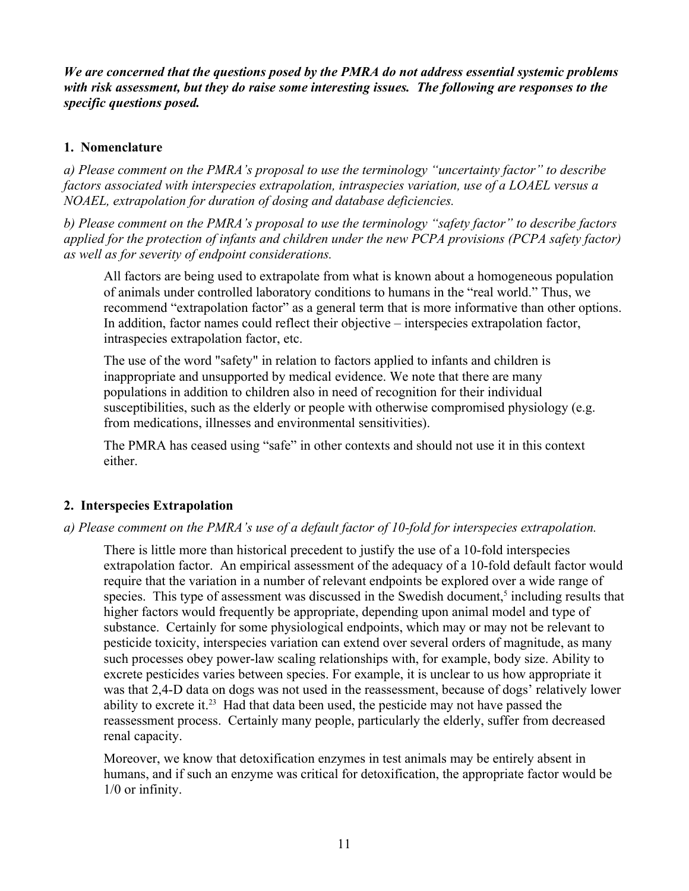***We are concerned that the questions posed by the PMRA do not address essential systemic problems with risk assessment, but they do raise some interesting issues. The following are responses to the specific questions posed.***

## 1. Nomenclature

*a) Please comment on the PMRA's proposal to use the terminology "uncertainty factor" to describe factors associated with interspecies extrapolation, intraspecies variation, use of a LOAEL versus a NOAEL, extrapolation for duration of dosing and database deficiencies.*

*b) Please comment on the PMRA's proposal to use the terminology "safety factor" to describe factors applied for the protection of infants and children under the new PCPA provisions (PCPA safety factor) as well as for severity of endpoint considerations.*

All factors are being used to extrapolate from what is known about a homogeneous population of animals under controlled laboratory conditions to humans in the "real world." Thus, we recommend "extrapolation factor" as a general term that is more informative than other options. In addition, factor names could reflect their objective – interspecies extrapolation factor, intraspecies extrapolation factor, etc.

The use of the word "safety" in relation to factors applied to infants and children is inappropriate and unsupported by medical evidence. We note that there are many populations in addition to children also in need of recognition for their individual susceptibilities, such as the elderly or people with otherwise compromised physiology (e.g. from medications, illnesses and environmental sensitivities).

The PMRA has ceased using "safe" in other contexts and should not use it in this context either.

## 2. Interspecies Extrapolation

*a) Please comment on the PMRA's use of a default factor of 10-fold for interspecies extrapolation.*

There is little more than historical precedent to justify the use of a 10-fold interspecies extrapolation factor. An empirical assessment of the adequacy of a 10-fold default factor would require that the variation in a number of relevant endpoints be explored over a wide range of species. This type of assessment was discussed in the Swedish document,[5] including results that higher factors would frequently be appropriate, depending upon animal model and type of substance. Certainly for some physiological endpoints, which may or may not be relevant to pesticide toxicity, interspecies variation can extend over several orders of magnitude, as many such processes obey power-law scaling relationships with, for example, body size. Ability to excrete pesticides varies between species. For example, it is unclear to us how appropriate it was that 2,4-D data on dogs was not used in the reassessment, because of dogs' relatively lower ability to excrete it.[23] Had that data been used, the pesticide may not have passed the reassessment process. Certainly many people, particularly the elderly, suffer from decreased renal capacity.

Moreover, we know that detoxification enzymes in test animals may be entirely absent in humans, and if such an enzyme was critical for detoxification, the appropriate factor would be 1/0 or infinity.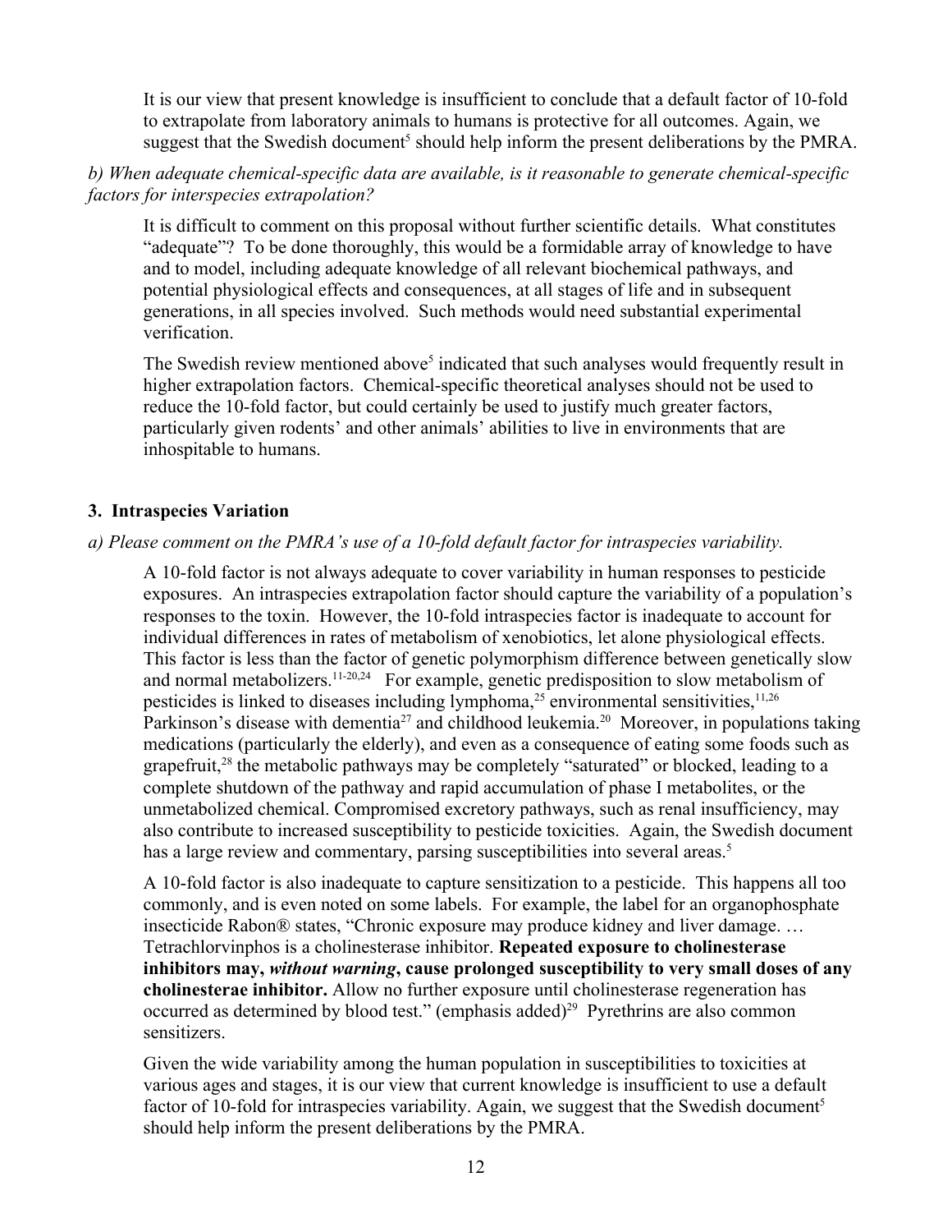It is our view that present knowledge is insufficient to conclude that a default factor of 10-fold to extrapolate from laboratory animals to humans is protective for all outcomes. Again, we suggest that the Swedish document[5] should help inform the present deliberations by the PMRA.

*b) When adequate chemical-specific data are available, is it reasonable to generate chemical-specific factors for interspecies extrapolation?*

It is difficult to comment on this proposal without further scientific details. What constitutes "adequate"? To be done thoroughly, this would be a formidable array of knowledge to have and to model, including adequate knowledge of all relevant biochemical pathways, and potential physiological effects and consequences, at all stages of life and in subsequent generations, in all species involved. Such methods would need substantial experimental verification.

The Swedish review mentioned above[5] indicated that such analyses would frequently result in higher extrapolation factors. Chemical-specific theoretical analyses should not be used to reduce the 10-fold factor, but could certainly be used to justify much greater factors, particularly given rodents' and other animals' abilities to live in environments that are inhospitable to humans.

### 3. Intraspecies Variation

*a) Please comment on the PMRA's use of a 10-fold default factor for intraspecies variability.*

A 10-fold factor is not always adequate to cover variability in human responses to pesticide exposures. An intraspecies extrapolation factor should capture the variability of a population's responses to the toxin. However, the 10-fold intraspecies factor is inadequate to account for individual differences in rates of metabolism of xenobiotics, let alone physiological effects. This factor is less than the factor of genetic polymorphism difference between genetically slow and normal metabolizers.[11-20,24] For example, genetic predisposition to slow metabolism of pesticides is linked to diseases including lymphoma,[25] environmental sensitivities,[11,26] Parkinson's disease with dementia[27] and childhood leukemia.[20] Moreover, in populations taking medications (particularly the elderly), and even as a consequence of eating some foods such as grapefruit,[28] the metabolic pathways may be completely "saturated" or blocked, leading to a complete shutdown of the pathway and rapid accumulation of phase I metabolites, or the unmetabolized chemical. Compromised excretory pathways, such as renal insufficiency, may also contribute to increased susceptibility to pesticide toxicities. Again, the Swedish document has a large review and commentary, parsing susceptibilities into several areas.[5]

A 10-fold factor is also inadequate to capture sensitization to a pesticide. This happens all too commonly, and is even noted on some labels. For example, the label for an organophosphate insecticide Rabon® states, "Chronic exposure may produce kidney and liver damage. … Tetrachlorvinphos is a cholinesterase inhibitor. **Repeated exposure to cholinesterase inhibitors may, *without warning*, cause prolonged susceptibility to very small doses of any cholinesterae inhibitor.** Allow no further exposure until cholinesterase regeneration has occurred as determined by blood test." (emphasis added)[29] Pyrethrins are also common sensitizers.

Given the wide variability among the human population in susceptibilities to toxicities at various ages and stages, it is our view that current knowledge is insufficient to use a default factor of 10-fold for intraspecies variability. Again, we suggest that the Swedish document[5] should help inform the present deliberations by the PMRA.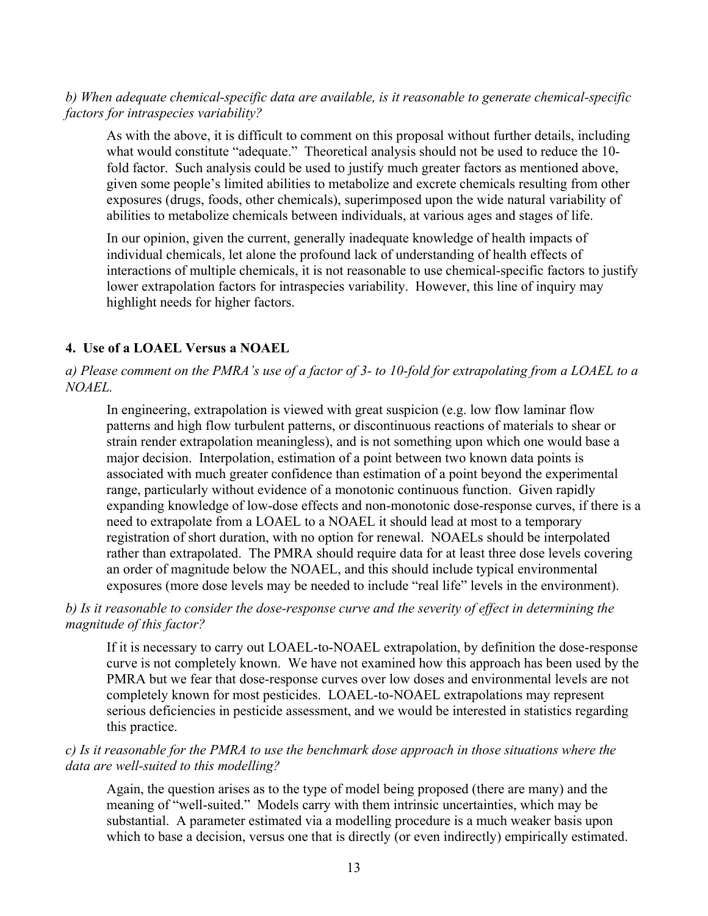*b) When adequate chemical-specific data are available, is it reasonable to generate chemical-specific factors for intraspecies variability?*

As with the above, it is difficult to comment on this proposal without further details, including what would constitute "adequate." Theoretical analysis should not be used to reduce the 10-fold factor. Such analysis could be used to justify much greater factors as mentioned above, given some people's limited abilities to metabolize and excrete chemicals resulting from other exposures (drugs, foods, other chemicals), superimposed upon the wide natural variability of abilities to metabolize chemicals between individuals, at various ages and stages of life.

In our opinion, given the current, generally inadequate knowledge of health impacts of individual chemicals, let alone the profound lack of understanding of health effects of interactions of multiple chemicals, it is not reasonable to use chemical-specific factors to justify lower extrapolation factors for intraspecies variability. However, this line of inquiry may highlight needs for higher factors.

## 4. Use of a LOAEL Versus a NOAEL

*a) Please comment on the PMRA's use of a factor of 3- to 10-fold for extrapolating from a LOAEL to a NOAEL.*

In engineering, extrapolation is viewed with great suspicion (e.g. low flow laminar flow patterns and high flow turbulent patterns, or discontinuous reactions of materials to shear or strain render extrapolation meaningless), and is not something upon which one would base a major decision. Interpolation, estimation of a point between two known data points is associated with much greater confidence than estimation of a point beyond the experimental range, particularly without evidence of a monotonic continuous function. Given rapidly expanding knowledge of low-dose effects and non-monotonic dose-response curves, if there is a need to extrapolate from a LOAEL to a NOAEL it should lead at most to a temporary registration of short duration, with no option for renewal. NOAELs should be interpolated rather than extrapolated. The PMRA should require data for at least three dose levels covering an order of magnitude below the NOAEL, and this should include typical environmental exposures (more dose levels may be needed to include "real life" levels in the environment).

*b) Is it reasonable to consider the dose-response curve and the severity of effect in determining the magnitude of this factor?*

If it is necessary to carry out LOAEL-to-NOAEL extrapolation, by definition the dose-response curve is not completely known. We have not examined how this approach has been used by the PMRA but we fear that dose-response curves over low doses and environmental levels are not completely known for most pesticides. LOAEL-to-NOAEL extrapolations may represent serious deficiencies in pesticide assessment, and we would be interested in statistics regarding this practice.

*c) Is it reasonable for the PMRA to use the benchmark dose approach in those situations where the data are well-suited to this modelling?*

Again, the question arises as to the type of model being proposed (there are many) and the meaning of "well-suited." Models carry with them intrinsic uncertainties, which may be substantial. A parameter estimated via a modelling procedure is a much weaker basis upon which to base a decision, versus one that is directly (or even indirectly) empirically estimated.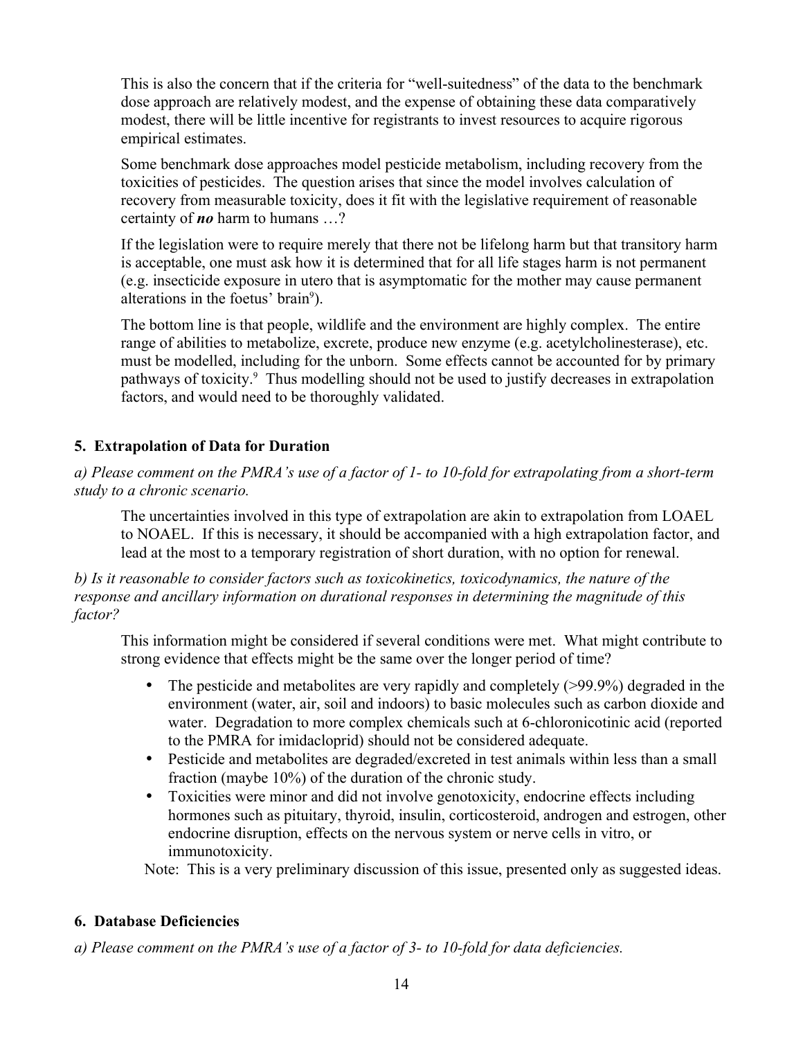This is also the concern that if the criteria for "well-suitedness" of the data to the benchmark dose approach are relatively modest, and the expense of obtaining these data comparatively modest, there will be little incentive for registrants to invest resources to acquire rigorous empirical estimates.

Some benchmark dose approaches model pesticide metabolism, including recovery from the toxicities of pesticides. The question arises that since the model involves calculation of recovery from measurable toxicity, does it fit with the legislative requirement of reasonable certainty of ***no*** harm to humans …?

If the legislation were to require merely that there not be lifelong harm but that transitory harm is acceptable, one must ask how it is determined that for all life stages harm is not permanent (e.g. insecticide exposure in utero that is asymptomatic for the mother may cause permanent alterations in the foetus' brain[9]).

The bottom line is that people, wildlife and the environment are highly complex. The entire range of abilities to metabolize, excrete, produce new enzyme (e.g. acetylcholinesterase), etc. must be modelled, including for the unborn. Some effects cannot be accounted for by primary pathways of toxicity.[9] Thus modelling should not be used to justify decreases in extrapolation factors, and would need to be thoroughly validated.

## 5. Extrapolation of Data for Duration

*a) Please comment on the PMRA's use of a factor of 1- to 10-fold for extrapolating from a short-term study to a chronic scenario.*

The uncertainties involved in this type of extrapolation are akin to extrapolation from LOAEL to NOAEL. If this is necessary, it should be accompanied with a high extrapolation factor, and lead at the most to a temporary registration of short duration, with no option for renewal.

*b) Is it reasonable to consider factors such as toxicokinetics, toxicodynamics, the nature of the response and ancillary information on durational responses in determining the magnitude of this factor?*

This information might be considered if several conditions were met. What might contribute to strong evidence that effects might be the same over the longer period of time?

- The pesticide and metabolites are very rapidly and completely (>99.9%) degraded in the environment (water, air, soil and indoors) to basic molecules such as carbon dioxide and water. Degradation to more complex chemicals such at 6-chloronicotinic acid (reported to the PMRA for imidacloprid) should not be considered adequate.
- Pesticide and metabolites are degraded/excreted in test animals within less than a small fraction (maybe 10%) of the duration of the chronic study.
- Toxicities were minor and did not involve genotoxicity, endocrine effects including hormones such as pituitary, thyroid, insulin, corticosteroid, androgen and estrogen, other endocrine disruption, effects on the nervous system or nerve cells in vitro, or immunotoxicity.

Note: This is a very preliminary discussion of this issue, presented only as suggested ideas.

## 6. Database Deficiencies

*a) Please comment on the PMRA's use of a factor of 3- to 10-fold for data deficiencies.*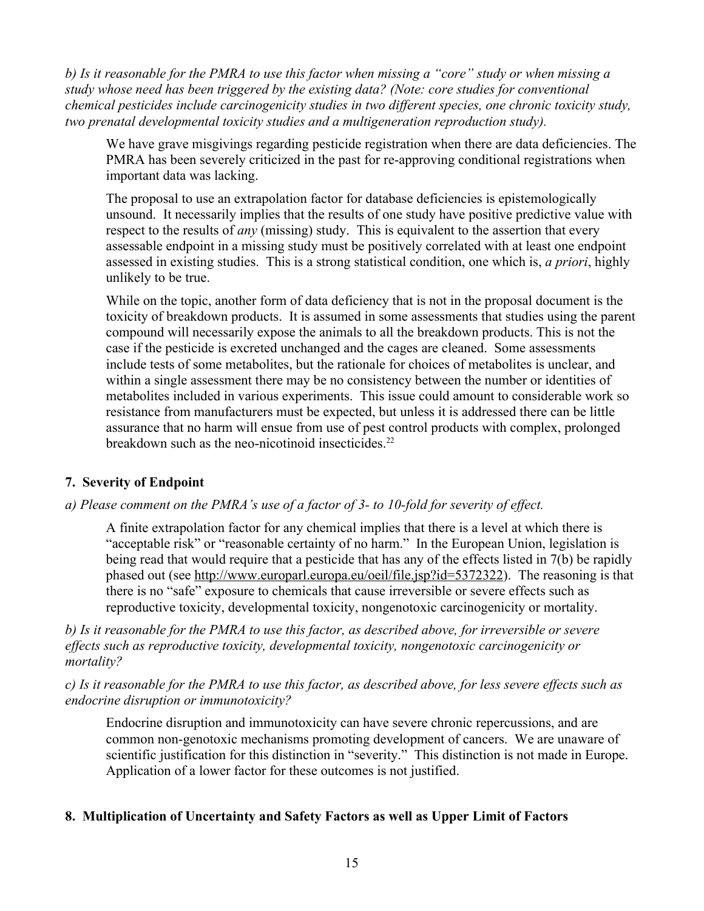*b) Is it reasonable for the PMRA to use this factor when missing a "core" study or when missing a study whose need has been triggered by the existing data? (Note: core studies for conventional chemical pesticides include carcinogenicity studies in two different species, one chronic toxicity study, two prenatal developmental toxicity studies and a multigeneration reproduction study).*

We have grave misgivings regarding pesticide registration when there are data deficiencies. The PMRA has been severely criticized in the past for re-approving conditional registrations when important data was lacking.

The proposal to use an extrapolation factor for database deficiencies is epistemologically unsound. It necessarily implies that the results of one study have positive predictive value with respect to the results of *any* (missing) study. This is equivalent to the assertion that every assessable endpoint in a missing study must be positively correlated with at least one endpoint assessed in existing studies. This is a strong statistical condition, one which is, *a priori*, highly unlikely to be true.

While on the topic, another form of data deficiency that is not in the proposal document is the toxicity of breakdown products. It is assumed in some assessments that studies using the parent compound will necessarily expose the animals to all the breakdown products. This is not the case if the pesticide is excreted unchanged and the cages are cleaned. Some assessments include tests of some metabolites, but the rationale for choices of metabolites is unclear, and within a single assessment there may be no consistency between the number or identities of metabolites included in various experiments. This issue could amount to considerable work so resistance from manufacturers must be expected, but unless it is addressed there can be little assurance that no harm will ensue from use of pest control products with complex, prolonged breakdown such as the neo-nicotinoid insecticides.[22]

### 7. Severity of Endpoint

*a) Please comment on the PMRA's use of a factor of 3- to 10-fold for severity of effect.*

A finite extrapolation factor for any chemical implies that there is a level at which there is "acceptable risk" or "reasonable certainty of no harm." In the European Union, legislation is being read that would require that a pesticide that has any of the effects listed in 7(b) be rapidly phased out (see http://www.europarl.europa.eu/oeil/file.jsp?id=5372322). The reasoning is that there is no "safe" exposure to chemicals that cause irreversible or severe effects such as reproductive toxicity, developmental toxicity, nongenotoxic carcinogenicity or mortality.

*b) Is it reasonable for the PMRA to use this factor, as described above, for irreversible or severe effects such as reproductive toxicity, developmental toxicity, nongenotoxic carcinogenicity or mortality?*

*c) Is it reasonable for the PMRA to use this factor, as described above, for less severe effects such as endocrine disruption or immunotoxicity?*

Endocrine disruption and immunotoxicity can have severe chronic repercussions, and are common non-genotoxic mechanisms promoting development of cancers. We are unaware of scientific justification for this distinction in "severity." This distinction is not made in Europe. Application of a lower factor for these outcomes is not justified.

### 8. Multiplication of Uncertainty and Safety Factors as well as Upper Limit of Factors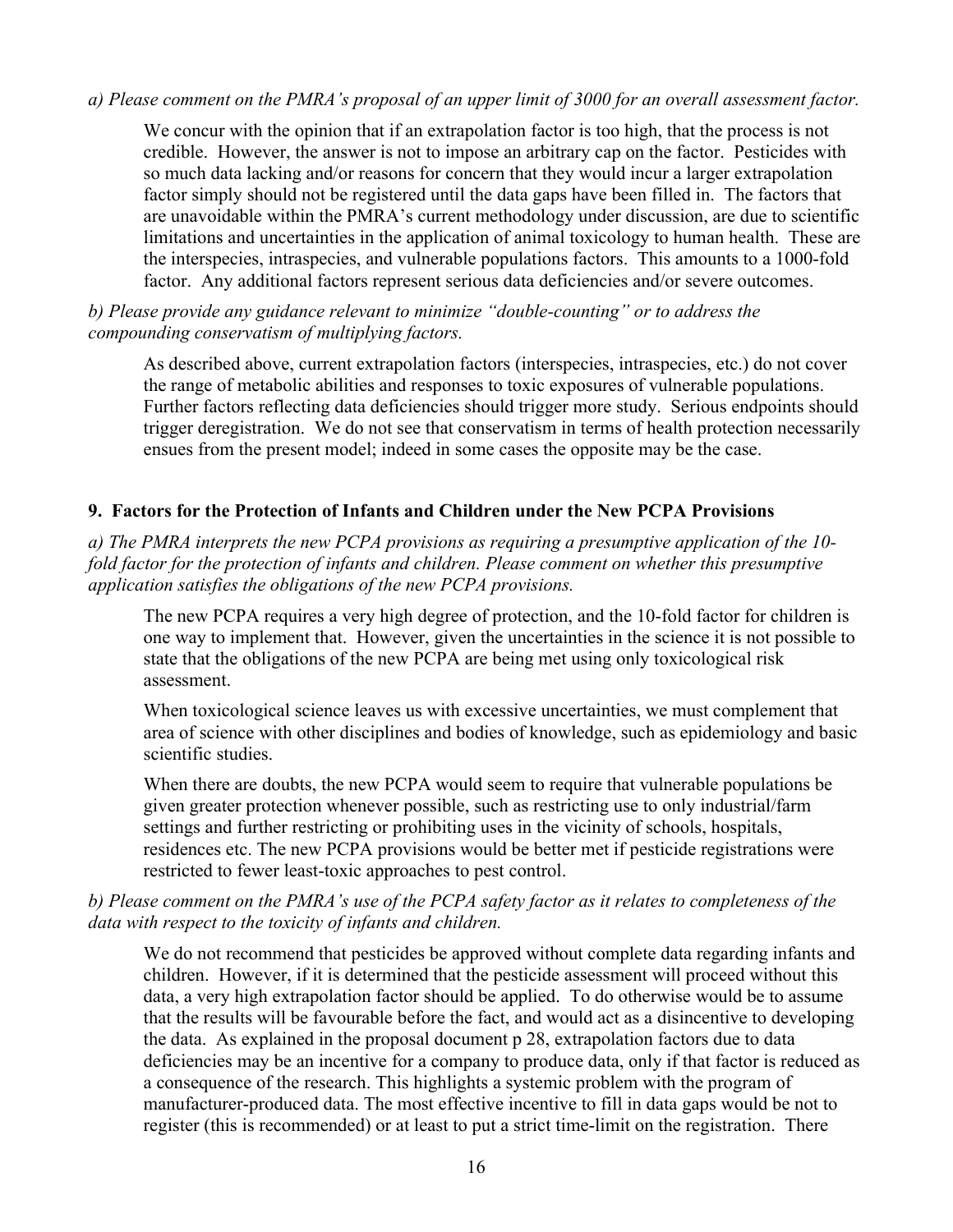*a) Please comment on the PMRA's proposal of an upper limit of 3000 for an overall assessment factor.*

We concur with the opinion that if an extrapolation factor is too high, that the process is not credible. However, the answer is not to impose an arbitrary cap on the factor. Pesticides with so much data lacking and/or reasons for concern that they would incur a larger extrapolation factor simply should not be registered until the data gaps have been filled in. The factors that are unavoidable within the PMRA's current methodology under discussion, are due to scientific limitations and uncertainties in the application of animal toxicology to human health. These are the interspecies, intraspecies, and vulnerable populations factors. This amounts to a 1000-fold factor. Any additional factors represent serious data deficiencies and/or severe outcomes.

*b) Please provide any guidance relevant to minimize "double-counting" or to address the compounding conservatism of multiplying factors.*

As described above, current extrapolation factors (interspecies, intraspecies, etc.) do not cover the range of metabolic abilities and responses to toxic exposures of vulnerable populations. Further factors reflecting data deficiencies should trigger more study. Serious endpoints should trigger deregistration. We do not see that conservatism in terms of health protection necessarily ensues from the present model; indeed in some cases the opposite may be the case.

## 9. Factors for the Protection of Infants and Children under the New PCPA Provisions

*a) The PMRA interprets the new PCPA provisions as requiring a presumptive application of the 10-fold factor for the protection of infants and children. Please comment on whether this presumptive application satisfies the obligations of the new PCPA provisions.*

The new PCPA requires a very high degree of protection, and the 10-fold factor for children is one way to implement that. However, given the uncertainties in the science it is not possible to state that the obligations of the new PCPA are being met using only toxicological risk assessment.

When toxicological science leaves us with excessive uncertainties, we must complement that area of science with other disciplines and bodies of knowledge, such as epidemiology and basic scientific studies.

When there are doubts, the new PCPA would seem to require that vulnerable populations be given greater protection whenever possible, such as restricting use to only industrial/farm settings and further restricting or prohibiting uses in the vicinity of schools, hospitals, residences etc. The new PCPA provisions would be better met if pesticide registrations were restricted to fewer least-toxic approaches to pest control.

*b) Please comment on the PMRA's use of the PCPA safety factor as it relates to completeness of the data with respect to the toxicity of infants and children.*

We do not recommend that pesticides be approved without complete data regarding infants and children. However, if it is determined that the pesticide assessment will proceed without this data, a very high extrapolation factor should be applied. To do otherwise would be to assume that the results will be favourable before the fact, and would act as a disincentive to developing the data. As explained in the proposal document p 28, extrapolation factors due to data deficiencies may be an incentive for a company to produce data, only if that factor is reduced as a consequence of the research. This highlights a systemic problem with the program of manufacturer-produced data. The most effective incentive to fill in data gaps would be not to register (this is recommended) or at least to put a strict time-limit on the registration. There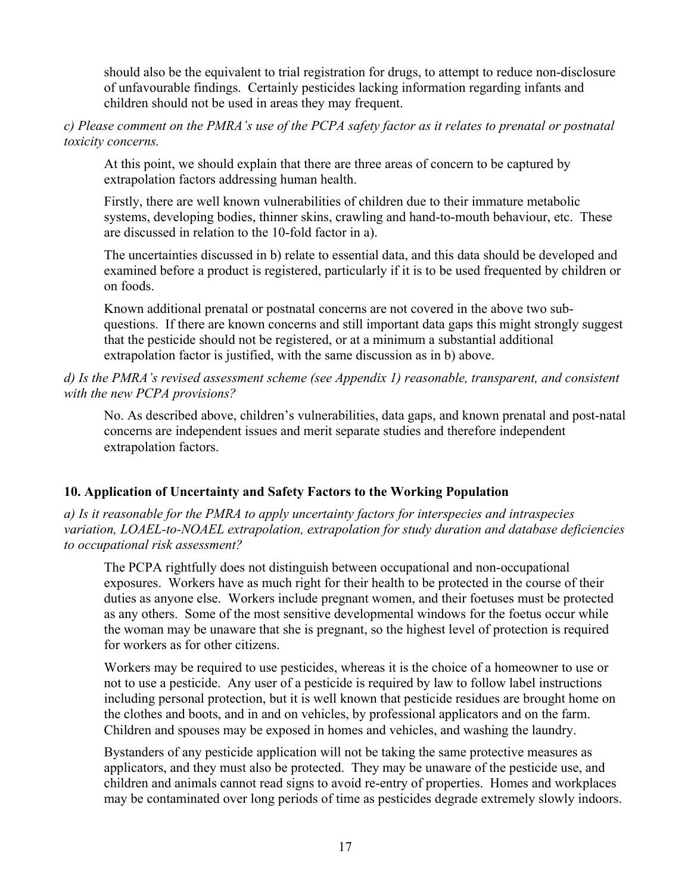should also be the equivalent to trial registration for drugs, to attempt to reduce non-disclosure of unfavourable findings. Certainly pesticides lacking information regarding infants and children should not be used in areas they may frequent.

*c) Please comment on the PMRA's use of the PCPA safety factor as it relates to prenatal or postnatal toxicity concerns.*

At this point, we should explain that there are three areas of concern to be captured by extrapolation factors addressing human health.

Firstly, there are well known vulnerabilities of children due to their immature metabolic systems, developing bodies, thinner skins, crawling and hand-to-mouth behaviour, etc. These are discussed in relation to the 10-fold factor in a).

The uncertainties discussed in b) relate to essential data, and this data should be developed and examined before a product is registered, particularly if it is to be used frequented by children or on foods.

Known additional prenatal or postnatal concerns are not covered in the above two sub-questions. If there are known concerns and still important data gaps this might strongly suggest that the pesticide should not be registered, or at a minimum a substantial additional extrapolation factor is justified, with the same discussion as in b) above.

*d) Is the PMRA's revised assessment scheme (see Appendix 1) reasonable, transparent, and consistent with the new PCPA provisions?*

No. As described above, children's vulnerabilities, data gaps, and known prenatal and post-natal concerns are independent issues and merit separate studies and therefore independent extrapolation factors.

## 10. Application of Uncertainty and Safety Factors to the Working Population

*a) Is it reasonable for the PMRA to apply uncertainty factors for interspecies and intraspecies variation, LOAEL-to-NOAEL extrapolation, extrapolation for study duration and database deficiencies to occupational risk assessment?*

The PCPA rightfully does not distinguish between occupational and non-occupational exposures. Workers have as much right for their health to be protected in the course of their duties as anyone else. Workers include pregnant women, and their foetuses must be protected as any others. Some of the most sensitive developmental windows for the foetus occur while the woman may be unaware that she is pregnant, so the highest level of protection is required for workers as for other citizens.

Workers may be required to use pesticides, whereas it is the choice of a homeowner to use or not to use a pesticide. Any user of a pesticide is required by law to follow label instructions including personal protection, but it is well known that pesticide residues are brought home on the clothes and boots, and in and on vehicles, by professional applicators and on the farm. Children and spouses may be exposed in homes and vehicles, and washing the laundry.

Bystanders of any pesticide application will not be taking the same protective measures as applicators, and they must also be protected. They may be unaware of the pesticide use, and children and animals cannot read signs to avoid re-entry of properties. Homes and workplaces may be contaminated over long periods of time as pesticides degrade extremely slowly indoors.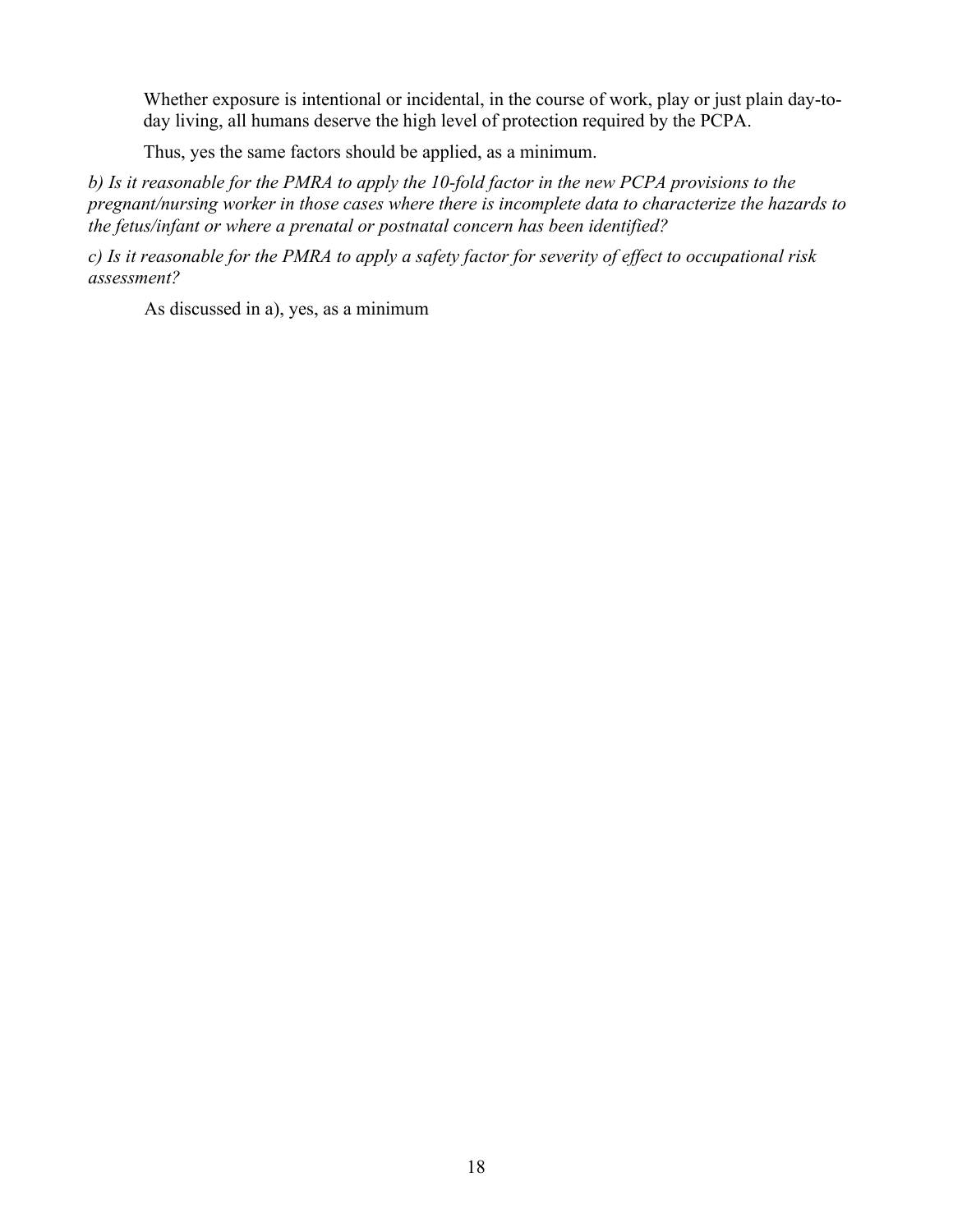Whether exposure is intentional or incidental, in the course of work, play or just plain day-to-day living, all humans deserve the high level of protection required by the PCPA.

Thus, yes the same factors should be applied, as a minimum.

*b) Is it reasonable for the PMRA to apply the 10-fold factor in the new PCPA provisions to the pregnant/nursing worker in those cases where there is incomplete data to characterize the hazards to the fetus/infant or where a prenatal or postnatal concern has been identified?*

*c) Is it reasonable for the PMRA to apply a safety factor for severity of effect to occupational risk assessment?*

As discussed in a), yes, as a minimum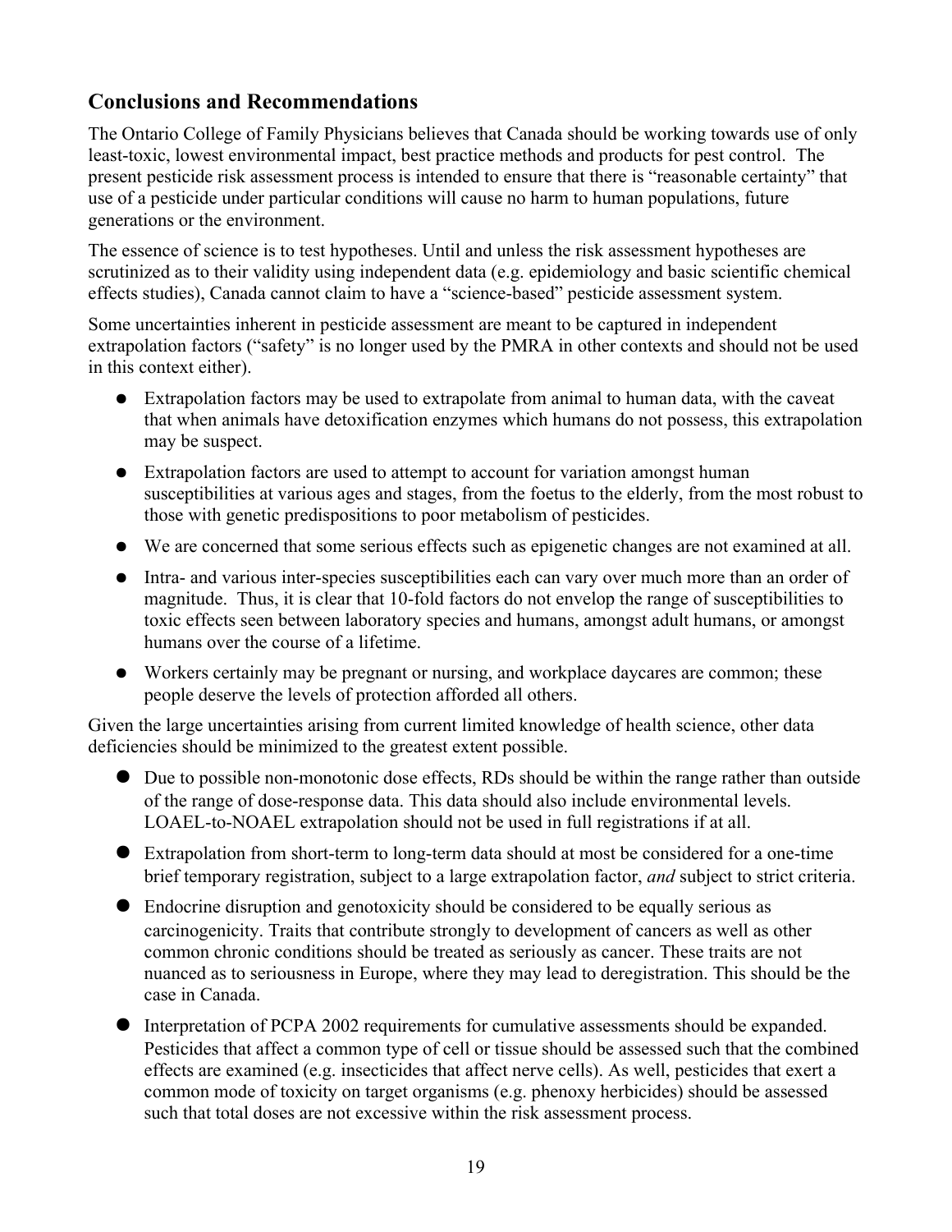## Conclusions and Recommendations

The Ontario College of Family Physicians believes that Canada should be working towards use of only least-toxic, lowest environmental impact, best practice methods and products for pest control. The present pesticide risk assessment process is intended to ensure that there is "reasonable certainty" that use of a pesticide under particular conditions will cause no harm to human populations, future generations or the environment.

The essence of science is to test hypotheses. Until and unless the risk assessment hypotheses are scrutinized as to their validity using independent data (e.g. epidemiology and basic scientific chemical effects studies), Canada cannot claim to have a "science-based" pesticide assessment system.

Some uncertainties inherent in pesticide assessment are meant to be captured in independent extrapolation factors ("safety" is no longer used by the PMRA in other contexts and should not be used in this context either).

- Extrapolation factors may be used to extrapolate from animal to human data, with the caveat that when animals have detoxification enzymes which humans do not possess, this extrapolation may be suspect.
- Extrapolation factors are used to attempt to account for variation amongst human susceptibilities at various ages and stages, from the foetus to the elderly, from the most robust to those with genetic predispositions to poor metabolism of pesticides.
- We are concerned that some serious effects such as epigenetic changes are not examined at all.
- Intra- and various inter-species susceptibilities each can vary over much more than an order of magnitude. Thus, it is clear that 10-fold factors do not envelop the range of susceptibilities to toxic effects seen between laboratory species and humans, amongst adult humans, or amongst humans over the course of a lifetime.
- Workers certainly may be pregnant or nursing, and workplace daycares are common; these people deserve the levels of protection afforded all others.

Given the large uncertainties arising from current limited knowledge of health science, other data deficiencies should be minimized to the greatest extent possible.

- Due to possible non-monotonic dose effects, RDs should be within the range rather than outside of the range of dose-response data. This data should also include environmental levels. LOAEL-to-NOAEL extrapolation should not be used in full registrations if at all.
- Extrapolation from short-term to long-term data should at most be considered for a one-time brief temporary registration, subject to a large extrapolation factor, *and* subject to strict criteria.
- Endocrine disruption and genotoxicity should be considered to be equally serious as carcinogenicity. Traits that contribute strongly to development of cancers as well as other common chronic conditions should be treated as seriously as cancer. These traits are not nuanced as to seriousness in Europe, where they may lead to deregistration. This should be the case in Canada.
- Interpretation of PCPA 2002 requirements for cumulative assessments should be expanded. Pesticides that affect a common type of cell or tissue should be assessed such that the combined effects are examined (e.g. insecticides that affect nerve cells). As well, pesticides that exert a common mode of toxicity on target organisms (e.g. phenoxy herbicides) should be assessed such that total doses are not excessive within the risk assessment process.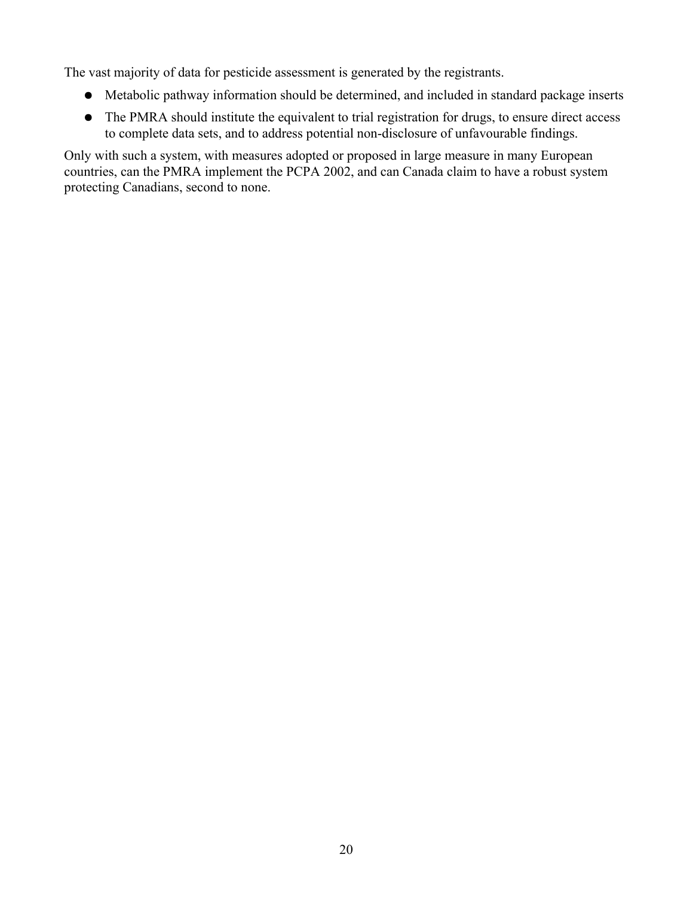The vast majority of data for pesticide assessment is generated by the registrants.

- Metabolic pathway information should be determined, and included in standard package inserts
- The PMRA should institute the equivalent to trial registration for drugs, to ensure direct access to complete data sets, and to address potential non-disclosure of unfavourable findings.

Only with such a system, with measures adopted or proposed in large measure in many European countries, can the PMRA implement the PCPA 2002, and can Canada claim to have a robust system protecting Canadians, second to none.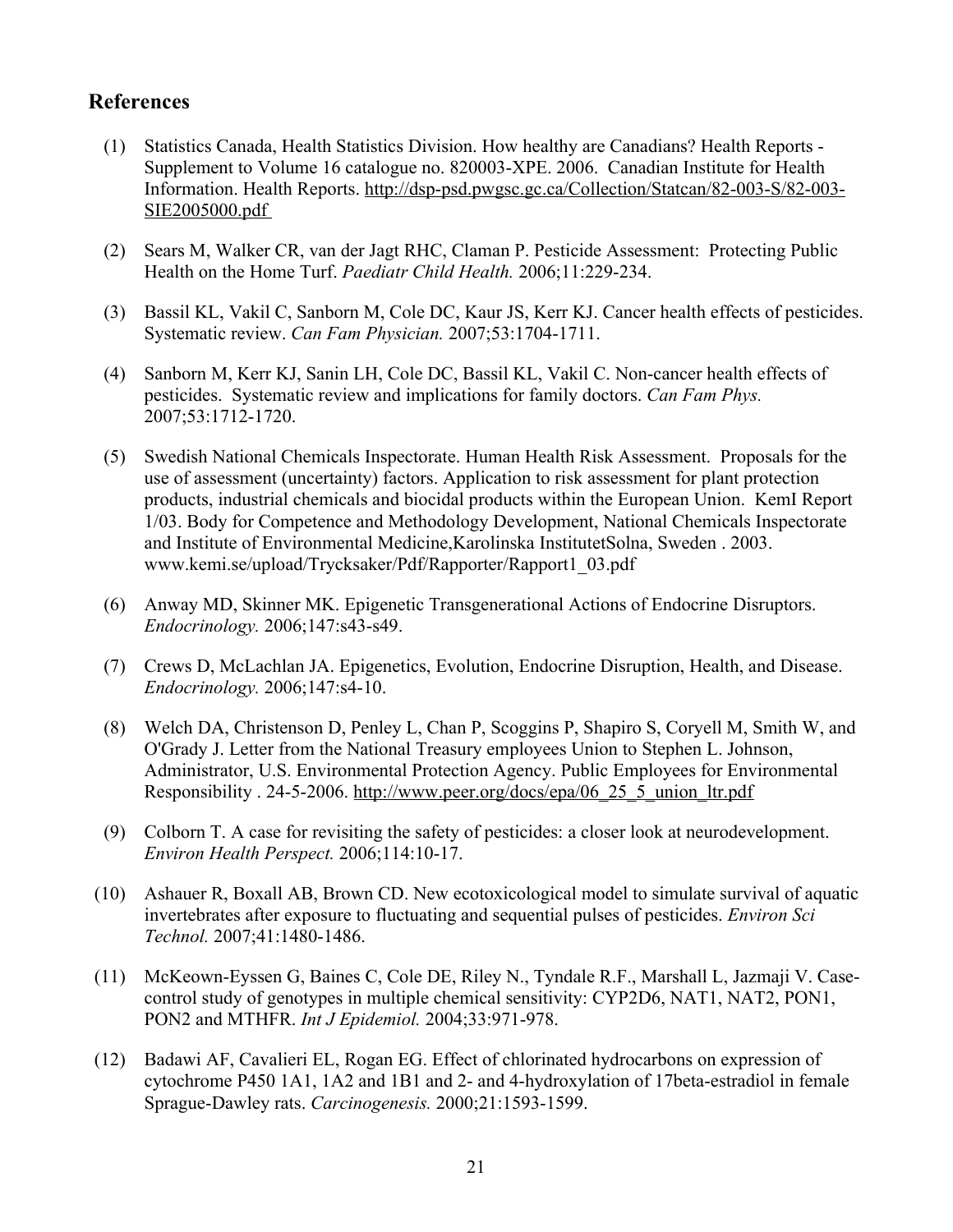## References

(1) Statistics Canada, Health Statistics Division. How healthy are Canadians? Health Reports - Supplement to Volume 16 catalogue no. 820003-XPE. 2006. Canadian Institute for Health Information. Health Reports. http://dsp-psd.pwgsc.gc.ca/Collection/Statcan/82-003-S/82-003-SIE2005000.pdf

(2) Sears M, Walker CR, van der Jagt RHC, Claman P. Pesticide Assessment: Protecting Public Health on the Home Turf. *Paediatr Child Health.* 2006;11:229-234.

(3) Bassil KL, Vakil C, Sanborn M, Cole DC, Kaur JS, Kerr KJ. Cancer health effects of pesticides. Systematic review. *Can Fam Physician.* 2007;53:1704-1711.

(4) Sanborn M, Kerr KJ, Sanin LH, Cole DC, Bassil KL, Vakil C. Non-cancer health effects of pesticides. Systematic review and implications for family doctors. *Can Fam Phys.* 2007;53:1712-1720.

(5) Swedish National Chemicals Inspectorate. Human Health Risk Assessment. Proposals for the use of assessment (uncertainty) factors. Application to risk assessment for plant protection products, industrial chemicals and biocidal products within the European Union. KemI Report 1/03. Body for Competence and Methodology Development, National Chemicals Inspectorate and Institute of Environmental Medicine,Karolinska InstitutetSolna, Sweden . 2003. www.kemi.se/upload/Trycksaker/Pdf/Rapporter/Rapport1_03.pdf

(6) Anway MD, Skinner MK. Epigenetic Transgenerational Actions of Endocrine Disruptors. *Endocrinology.* 2006;147:s43-s49.

(7) Crews D, McLachlan JA. Epigenetics, Evolution, Endocrine Disruption, Health, and Disease. *Endocrinology.* 2006;147:s4-10.

(8) Welch DA, Christenson D, Penley L, Chan P, Scoggins P, Shapiro S, Coryell M, Smith W, and O'Grady J. Letter from the National Treasury employees Union to Stephen L. Johnson, Administrator, U.S. Environmental Protection Agency. Public Employees for Environmental Responsibility . 24-5-2006. http://www.peer.org/docs/epa/06_25_5_union_ltr.pdf

(9) Colborn T. A case for revisiting the safety of pesticides: a closer look at neurodevelopment. *Environ Health Perspect.* 2006;114:10-17.

(10) Ashauer R, Boxall AB, Brown CD. New ecotoxicological model to simulate survival of aquatic invertebrates after exposure to fluctuating and sequential pulses of pesticides. *Environ Sci Technol.* 2007;41:1480-1486.

(11) McKeown-Eyssen G, Baines C, Cole DE, Riley N., Tyndale R.F., Marshall L, Jazmaji V. Case-control study of genotypes in multiple chemical sensitivity: CYP2D6, NAT1, NAT2, PON1, PON2 and MTHFR. *Int J Epidemiol.* 2004;33:971-978.

(12) Badawi AF, Cavalieri EL, Rogan EG. Effect of chlorinated hydrocarbons on expression of cytochrome P450 1A1, 1A2 and 1B1 and 2- and 4-hydroxylation of 17beta-estradiol in female Sprague-Dawley rats. *Carcinogenesis.* 2000;21:1593-1599.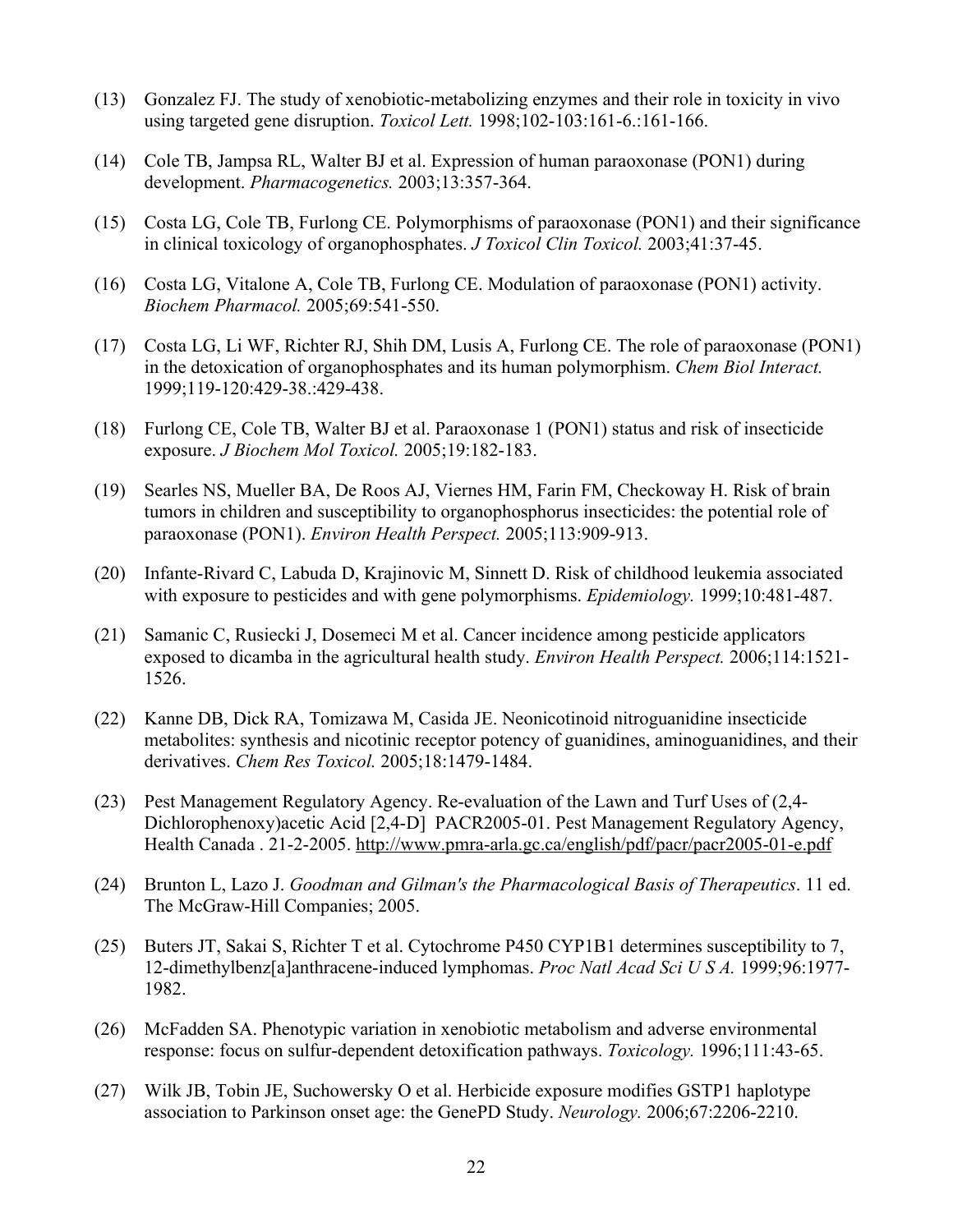(13) Gonzalez FJ. The study of xenobiotic-metabolizing enzymes and their role in toxicity in vivo using targeted gene disruption. *Toxicol Lett.* 1998;102-103:161-6.:161-166.

(14) Cole TB, Jampsa RL, Walter BJ et al. Expression of human paraoxonase (PON1) during development. *Pharmacogenetics.* 2003;13:357-364.

(15) Costa LG, Cole TB, Furlong CE. Polymorphisms of paraoxonase (PON1) and their significance in clinical toxicology of organophosphates. *J Toxicol Clin Toxicol.* 2003;41:37-45.

(16) Costa LG, Vitalone A, Cole TB, Furlong CE. Modulation of paraoxonase (PON1) activity. *Biochem Pharmacol.* 2005;69:541-550.

(17) Costa LG, Li WF, Richter RJ, Shih DM, Lusis A, Furlong CE. The role of paraoxonase (PON1) in the detoxication of organophosphates and its human polymorphism. *Chem Biol Interact.* 1999;119-120:429-38.:429-438.

(18) Furlong CE, Cole TB, Walter BJ et al. Paraoxonase 1 (PON1) status and risk of insecticide exposure. *J Biochem Mol Toxicol.* 2005;19:182-183.

(19) Searles NS, Mueller BA, De Roos AJ, Viernes HM, Farin FM, Checkoway H. Risk of brain tumors in children and susceptibility to organophosphorus insecticides: the potential role of paraoxonase (PON1). *Environ Health Perspect.* 2005;113:909-913.

(20) Infante-Rivard C, Labuda D, Krajinovic M, Sinnett D. Risk of childhood leukemia associated with exposure to pesticides and with gene polymorphisms. *Epidemiology.* 1999;10:481-487.

(21) Samanic C, Rusiecki J, Dosemeci M et al. Cancer incidence among pesticide applicators exposed to dicamba in the agricultural health study. *Environ Health Perspect.* 2006;114:1521-1526.

(22) Kanne DB, Dick RA, Tomizawa M, Casida JE. Neonicotinoid nitroguanidine insecticide metabolites: synthesis and nicotinic receptor potency of guanidines, aminoguanidines, and their derivatives. *Chem Res Toxicol.* 2005;18:1479-1484.

(23) Pest Management Regulatory Agency. Re-evaluation of the Lawn and Turf Uses of (2,4-Dichlorophenoxy)acetic Acid [2,4-D] PACR2005-01. Pest Management Regulatory Agency, Health Canada . 21-2-2005. http://www.pmra-arla.gc.ca/english/pdf/pacr/pacr2005-01-e.pdf

(24) Brunton L, Lazo J. *Goodman and Gilman's the Pharmacological Basis of Therapeutics*. 11 ed. The McGraw-Hill Companies; 2005.

(25) Buters JT, Sakai S, Richter T et al. Cytochrome P450 CYP1B1 determines susceptibility to 7, 12-dimethylbenz[a]anthracene-induced lymphomas. *Proc Natl Acad Sci U S A.* 1999;96:1977-1982.

(26) McFadden SA. Phenotypic variation in xenobiotic metabolism and adverse environmental response: focus on sulfur-dependent detoxification pathways. *Toxicology.* 1996;111:43-65.

(27) Wilk JB, Tobin JE, Suchowersky O et al. Herbicide exposure modifies GSTP1 haplotype association to Parkinson onset age: the GenePD Study. *Neurology.* 2006;67:2206-2210.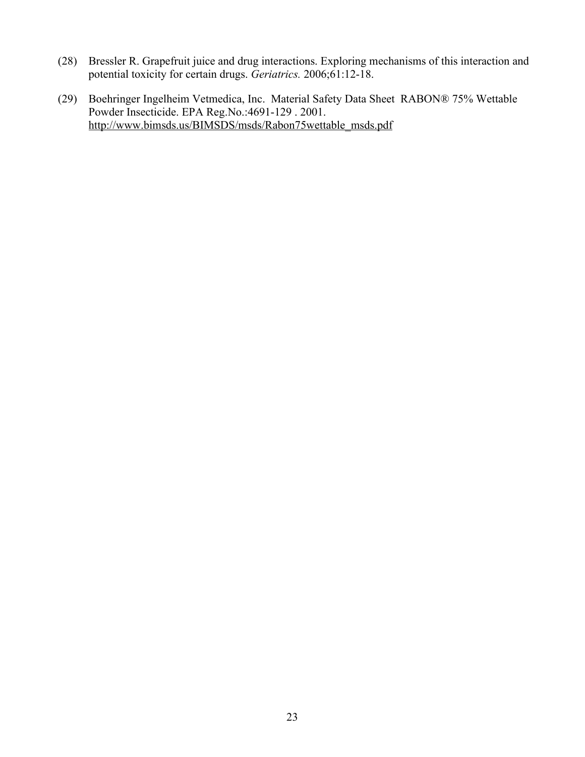(28) Bressler R. Grapefruit juice and drug interactions. Exploring mechanisms of this interaction and potential toxicity for certain drugs. *Geriatrics.* 2006;61:12-18.

(29) Boehringer Ingelheim Vetmedica, Inc. Material Safety Data Sheet RABON® 75% Wettable Powder Insecticide. EPA Reg.No.:4691-129 . 2001. http://www.bimsds.us/BIMSDS/msds/Rabon75wettable_msds.pdf